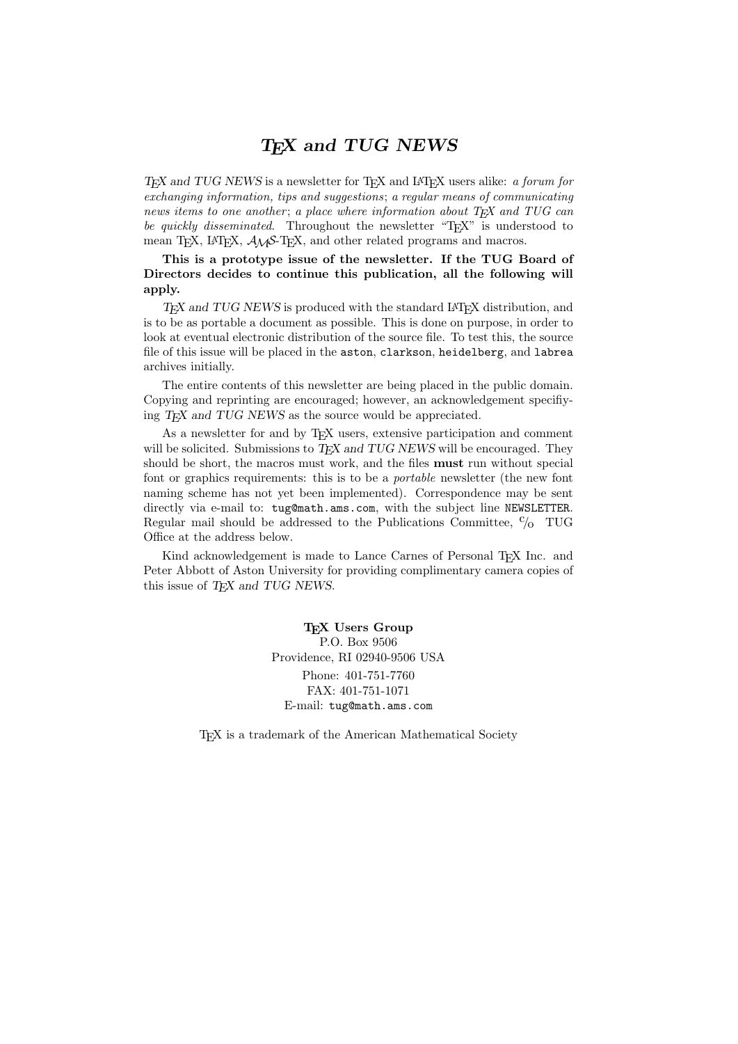# *TEX and TUG NEWS*

*TEX and TUG NEWS* is a newsletter for TEX and LATEX users alike: *a forum for exchanging information, tips and suggestions*; *a regular means of communicating news items to one another*; *a place where information about TEX and TUG can be quickly disseminated*. Throughout the newsletter "TEX" is understood to mean TEX, LATEX, AMS-TEX, and other related programs and macros.

**This is a prototype issue of the newsletter. If the TUG Board of Directors decides to continue this publication, all the following will apply.**

*TEX and TUG NEWS* is produced with the standard LATEX distribution, and is to be as portable a document as possible. This is done on purpose, in order to look at eventual electronic distribution of the source file. To test this, the source file of this issue will be placed in the `aston`, `clarkson`, `heidelberg`, and `labrea` archives initially.

The entire contents of this newsletter are being placed in the public domain. Copying and reprinting are encouraged; however, an acknowledgement specifiying *TEX and TUG NEWS* as the source would be appreciated.

As a newsletter for and by TEX users, extensive participation and comment will be solicited. Submissions to *TEX and TUG NEWS* will be encouraged. They should be short, the macros must work, and the files **must** run without special font or graphics requirements: this is to be a *portable* newsletter (the new font naming scheme has not yet been implemented). Correspondence may be sent directly via e-mail to: `tug@math.ams.com`, with the subject line `NEWSLETTER`. Regular mail should be addressed to the Publications Committee, c/o TUG Office at the address below.

Kind acknowledgement is made to Lance Carnes of Personal TEX Inc. and Peter Abbott of Aston University for providing complimentary camera copies of this issue of *TEX and TUG NEWS*.

**TEX Users Group**
P.O. Box 9506
Providence, RI 02940-9506 USA
Phone: 401-751-7760
FAX: 401-751-1071
E-mail: `tug@math.ams.com`

TEX is a trademark of the American Mathematical Society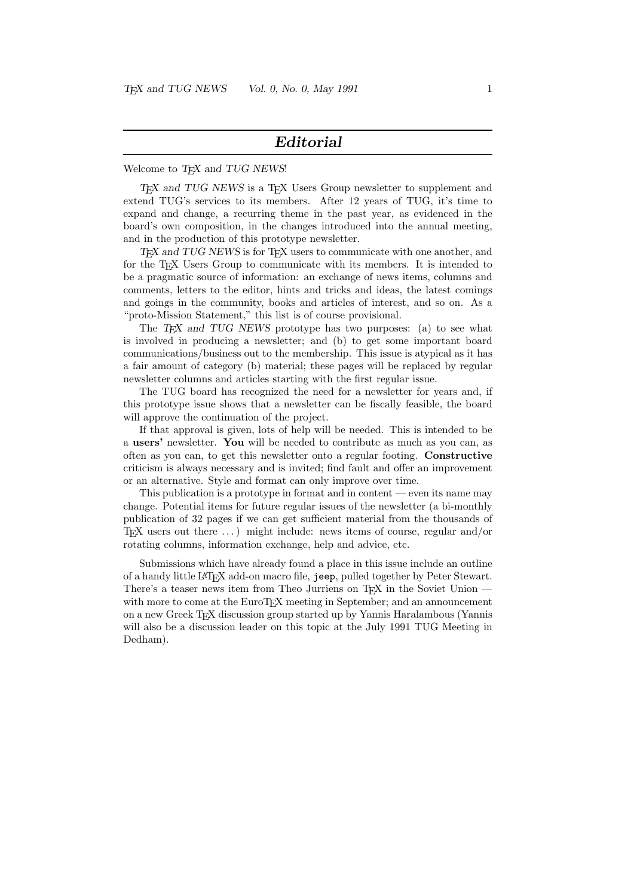## *Editorial*

Welcome to *TEX and TUG NEWS*!

*TEX and TUG NEWS* is a TEX Users Group newsletter to supplement and extend TUG's services to its members. After 12 years of TUG, it's time to expand and change, a recurring theme in the past year, as evidenced in the board's own composition, in the changes introduced into the annual meeting, and in the production of this prototype newsletter.

*TEX and TUG NEWS* is for TEX users to communicate with one another, and for the TEX Users Group to communicate with its members. It is intended to be a pragmatic source of information: an exchange of news items, columns and comments, letters to the editor, hints and tricks and ideas, the latest comings and goings in the community, books and articles of interest, and so on. As a "proto-Mission Statement," this list is of course provisional.

The *TEX and TUG NEWS* prototype has two purposes: (a) to see what is involved in producing a newsletter; and (b) to get some important board communications/business out to the membership. This issue is atypical as it has a fair amount of category (b) material; these pages will be replaced by regular newsletter columns and articles starting with the first regular issue.

The TUG board has recognized the need for a newsletter for years and, if this prototype issue shows that a newsletter can be fiscally feasible, the board will approve the continuation of the project.

If that approval is given, lots of help will be needed. This is intended to be a **users'** newsletter. **You** will be needed to contribute as much as you can, as often as you can, to get this newsletter onto a regular footing. **Constructive** criticism is always necessary and is invited; find fault and offer an improvement or an alternative. Style and format can only improve over time.

This publication is a prototype in format and in content — even its name may change. Potential items for future regular issues of the newsletter (a bi-monthly publication of 32 pages if we can get sufficient material from the thousands of TEX users out there ...) might include: news items of course, regular and/or rotating columns, information exchange, help and advice, etc.

Submissions which have already found a place in this issue include an outline of a handy little LATEX add-on macro file, `jeep`, pulled together by Peter Stewart. There's a teaser news item from Theo Jurriens on TEX in the Soviet Union — with more to come at the EuroTEX meeting in September; and an announcement on a new Greek TEX discussion group started up by Yannis Haralambous (Yannis will also be a discussion leader on this topic at the July 1991 TUG Meeting in Dedham).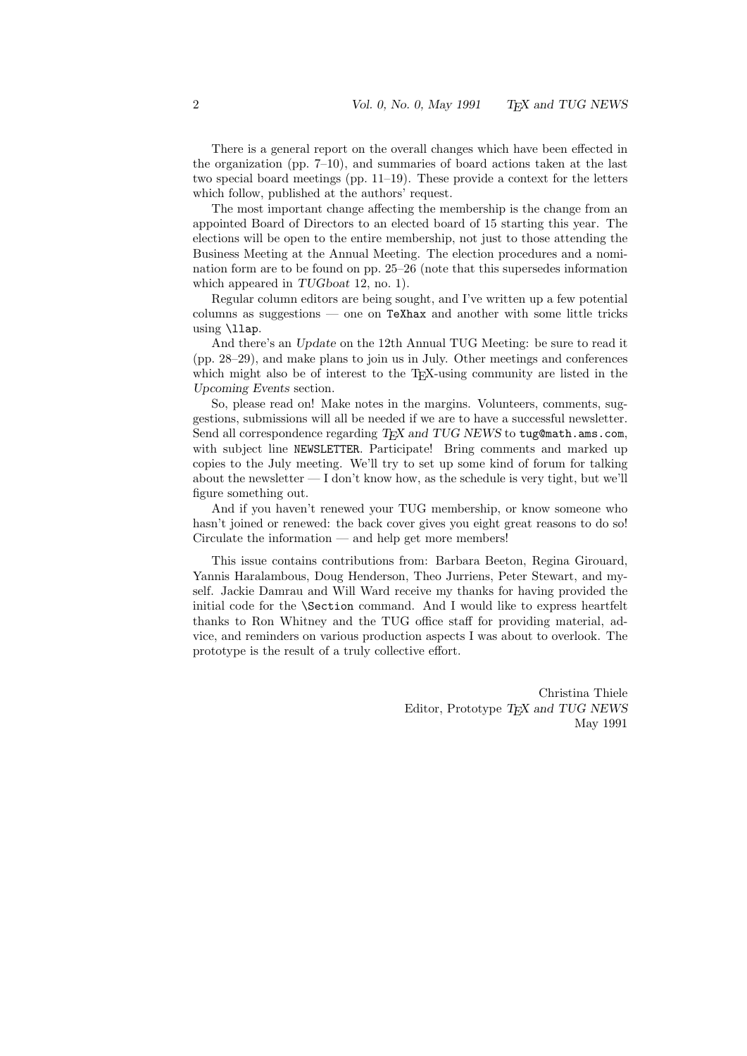There is a general report on the overall changes which have been effected in the organization (pp. 7–10), and summaries of board actions taken at the last two special board meetings (pp. 11–19). These provide a context for the letters which follow, published at the authors' request.

The most important change affecting the membership is the change from an appointed Board of Directors to an elected board of 15 starting this year. The elections will be open to the entire membership, not just to those attending the Business Meeting at the Annual Meeting. The election procedures and a nomination form are to be found on pp. 25–26 (note that this supersedes information which appeared in *TUGboat* 12, no. 1).

Regular column editors are being sought, and I've written up a few potential columns as suggestions — one on `TeXhax` and another with some little tricks using `\llap`.

And there's an *Update* on the 12th Annual TUG Meeting: be sure to read it (pp. 28–29), and make plans to join us in July. Other meetings and conferences which might also be of interest to the TEX-using community are listed in the *Upcoming Events* section.

So, please read on! Make notes in the margins. Volunteers, comments, suggestions, submissions will all be needed if we are to have a successful newsletter. Send all correspondence regarding *TEX and TUG NEWS* to `tug@math.ams.com`, with subject line `NEWSLETTER`. Participate! Bring comments and marked up copies to the July meeting. We'll try to set up some kind of forum for talking about the newsletter — I don't know how, as the schedule is very tight, but we'll figure something out.

And if you haven't renewed your TUG membership, or know someone who hasn't joined or renewed: the back cover gives you eight great reasons to do so! Circulate the information — and help get more members!

This issue contains contributions from: Barbara Beeton, Regina Girouard, Yannis Haralambous, Doug Henderson, Theo Jurriens, Peter Stewart, and myself. Jackie Damrau and Will Ward receive my thanks for having provided the initial code for the `\Section` command. And I would like to express heartfelt thanks to Ron Whitney and the TUG office staff for providing material, advice, and reminders on various production aspects I was about to overlook. The prototype is the result of a truly collective effort.

Christina Thiele
Editor, Prototype *TEX and TUG NEWS*
May 1991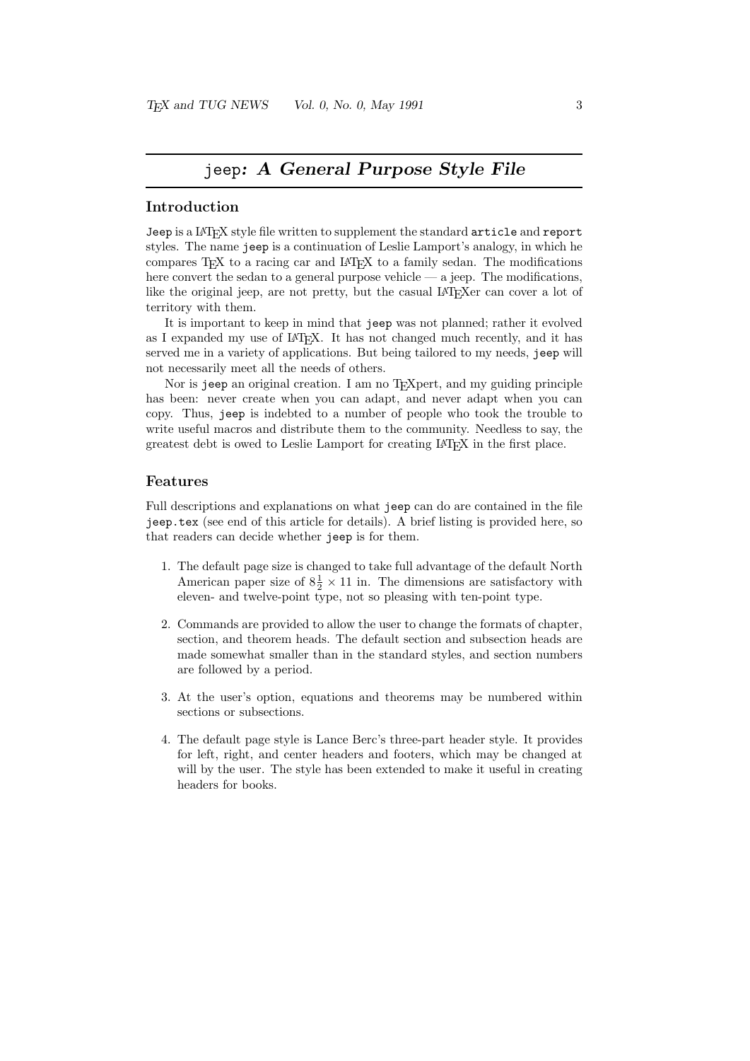# `jeep`: *A General Purpose Style File*

## Introduction

`Jeep` is a LaTeX style file written to supplement the standard `article` and `report` styles. The name `jeep` is a continuation of Leslie Lamport's analogy, in which he compares TeX to a racing car and LaTeX to a family sedan. The modifications here convert the sedan to a general purpose vehicle — a jeep. The modifications, like the original jeep, are not pretty, but the casual LaTeXer can cover a lot of territory with them.

It is important to keep in mind that `jeep` was not planned; rather it evolved as I expanded my use of LaTeX. It has not changed much recently, and it has served me in a variety of applications. But being tailored to my needs, `jeep` will not necessarily meet all the needs of others.

Nor is `jeep` an original creation. I am no TeXpert, and my guiding principle has been: never create when you can adapt, and never adapt when you can copy. Thus, `jeep` is indebted to a number of people who took the trouble to write useful macros and distribute them to the community. Needless to say, the greatest debt is owed to Leslie Lamport for creating LaTeX in the first place.

## Features

Full descriptions and explanations on what `jeep` can do are contained in the file `jeep.tex` (see end of this article for details). A brief listing is provided here, so that readers can decide whether `jeep` is for them.

1. The default page size is changed to take full advantage of the default North American paper size of $8\frac{1}{2} \times 11$ in. The dimensions are satisfactory with eleven- and twelve-point type, not so pleasing with ten-point type.

2. Commands are provided to allow the user to change the formats of chapter, section, and theorem heads. The default section and subsection heads are made somewhat smaller than in the standard styles, and section numbers are followed by a period.

3. At the user's option, equations and theorems may be numbered within sections or subsections.

4. The default page style is Lance Berc's three-part header style. It provides for left, right, and center headers and footers, which may be changed at will by the user. The style has been extended to make it useful in creating headers for books.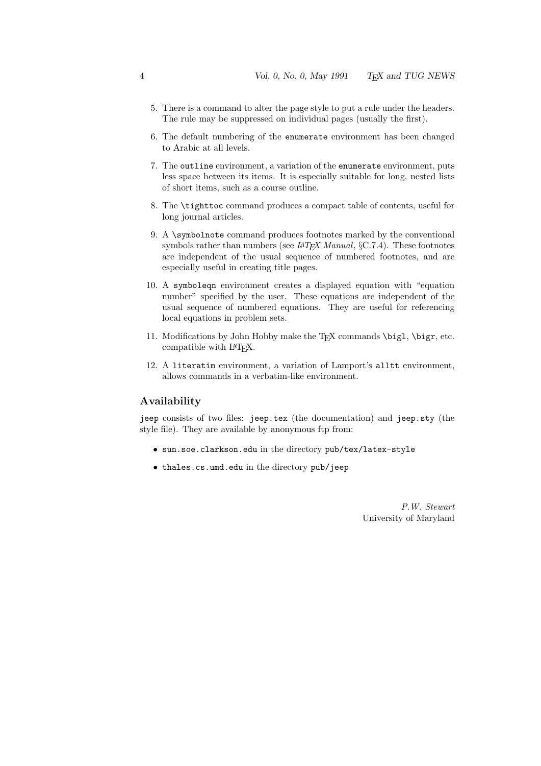5. There is a command to alter the page style to put a rule under the headers. The rule may be suppressed on individual pages (usually the first).

6. The default numbering of the `enumerate` environment has been changed to Arabic at all levels.

7. The `outline` environment, a variation of the `enumerate` environment, puts less space between its items. It is especially suitable for long, nested lists of short items, such as a course outline.

8. The `\tighttoc` command produces a compact table of contents, useful for long journal articles.

9. A `\symbolnote` command produces footnotes marked by the conventional symbols rather than numbers (see *LaTeX Manual*, §C.7.4). These footnotes are independent of the usual sequence of numbered footnotes, and are especially useful in creating title pages.

10. A `symboleqn` environment creates a displayed equation with "equation number" specified by the user. These equations are independent of the usual sequence of numbered equations. They are useful for referencing local equations in problem sets.

11. Modifications by John Hobby make the TeX commands `\bigl`, `\bigr`, etc. compatible with LaTeX.

12. A `literatim` environment, a variation of Lamport's `alltt` environment, allows commands in a verbatim-like environment.

## Availability

`jeep` consists of two files: `jeep.tex` (the documentation) and `jeep.sty` (the style file). They are available by anonymous ftp from:

- `sun.soe.clarkson.edu` in the directory `pub/tex/latex-style`
- `thales.cs.umd.edu` in the directory `pub/jeep`

*P.W. Stewart*
University of Maryland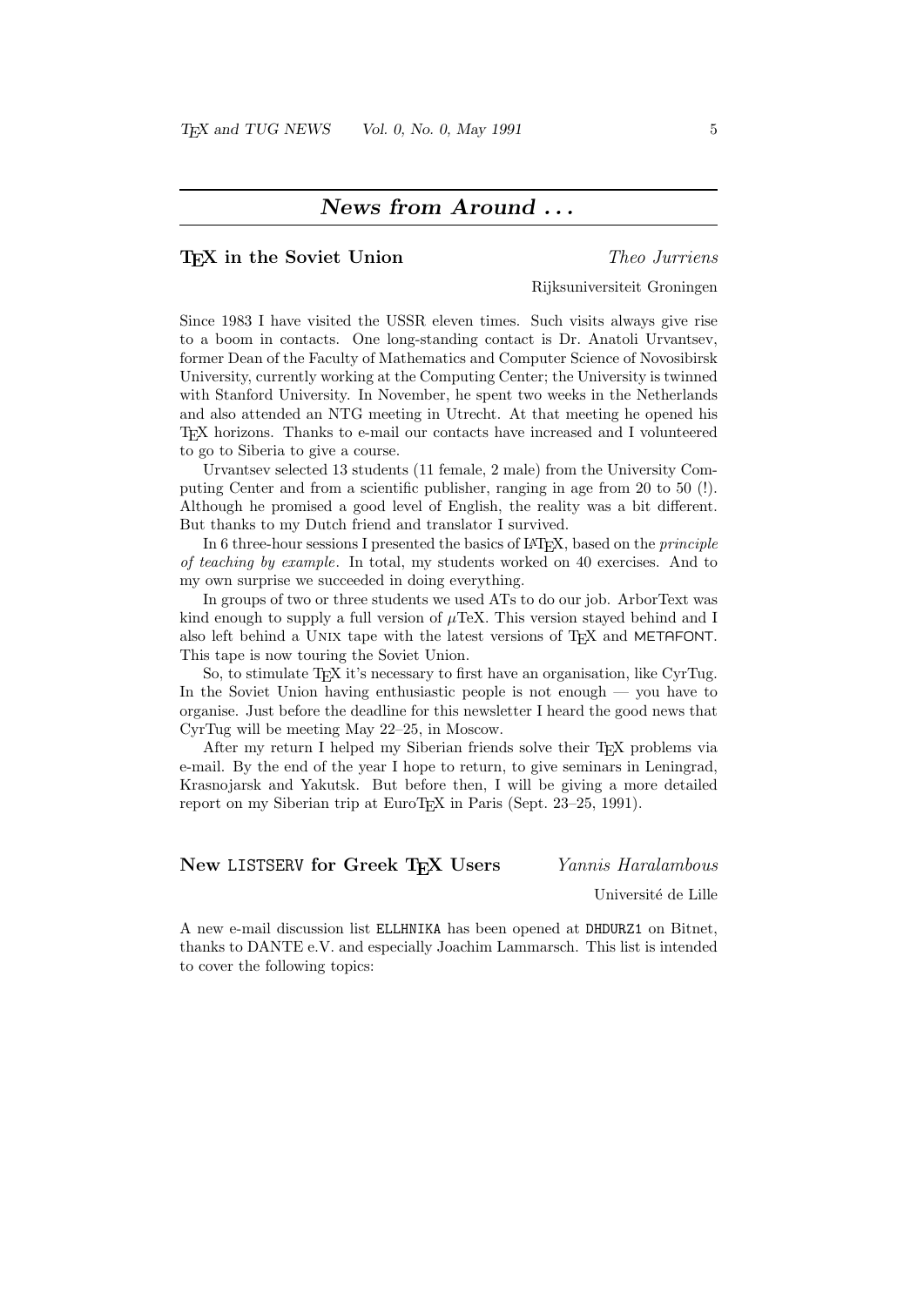## *News from Around . . .*

### TEX in the Soviet Union

*Theo Jurriens*

Rijksuniversiteit Groningen

Since 1983 I have visited the USSR eleven times. Such visits always give rise to a boom in contacts. One long-standing contact is Dr. Anatoli Urvantsev, former Dean of the Faculty of Mathematics and Computer Science of Novosibirsk University, currently working at the Computing Center; the University is twinned with Stanford University. In November, he spent two weeks in the Netherlands and also attended an NTG meeting in Utrecht. At that meeting he opened his TEX horizons. Thanks to e-mail our contacts have increased and I volunteered to go to Siberia to give a course.

Urvantsev selected 13 students (11 female, 2 male) from the University Computing Center and from a scientific publisher, ranging in age from 20 to 50 (!). Although he promised a good level of English, the reality was a bit different. But thanks to my Dutch friend and translator I survived.

In 6 three-hour sessions I presented the basics of LATEX, based on the *principle of teaching by example*. In total, my students worked on 40 exercises. And to my own surprise we succeeded in doing everything.

In groups of two or three students we used ATs to do our job. ArborText was kind enough to supply a full version of $\mu$TeX. This version stayed behind and I also left behind a UNIX tape with the latest versions of TEX and METAFONT. This tape is now touring the Soviet Union.

So, to stimulate TEX it's necessary to first have an organisation, like CyrTug. In the Soviet Union having enthusiastic people is not enough — you have to organise. Just before the deadline for this newsletter I heard the good news that CyrTug will be meeting May 22–25, in Moscow.

After my return I helped my Siberian friends solve their TEX problems via e-mail. By the end of the year I hope to return, to give seminars in Leningrad, Krasnojarsk and Yakutsk. But before then, I will be giving a more detailed report on my Siberian trip at EuroTEX in Paris (Sept. 23–25, 1991).

### New LISTSERV for Greek TEX Users

*Yannis Haralambous*

Université de Lille

A new e-mail discussion list ELLHNIKA has been opened at DHDURZ1 on Bitnet, thanks to DANTE e.V. and especially Joachim Lammarsch. This list is intended to cover the following topics: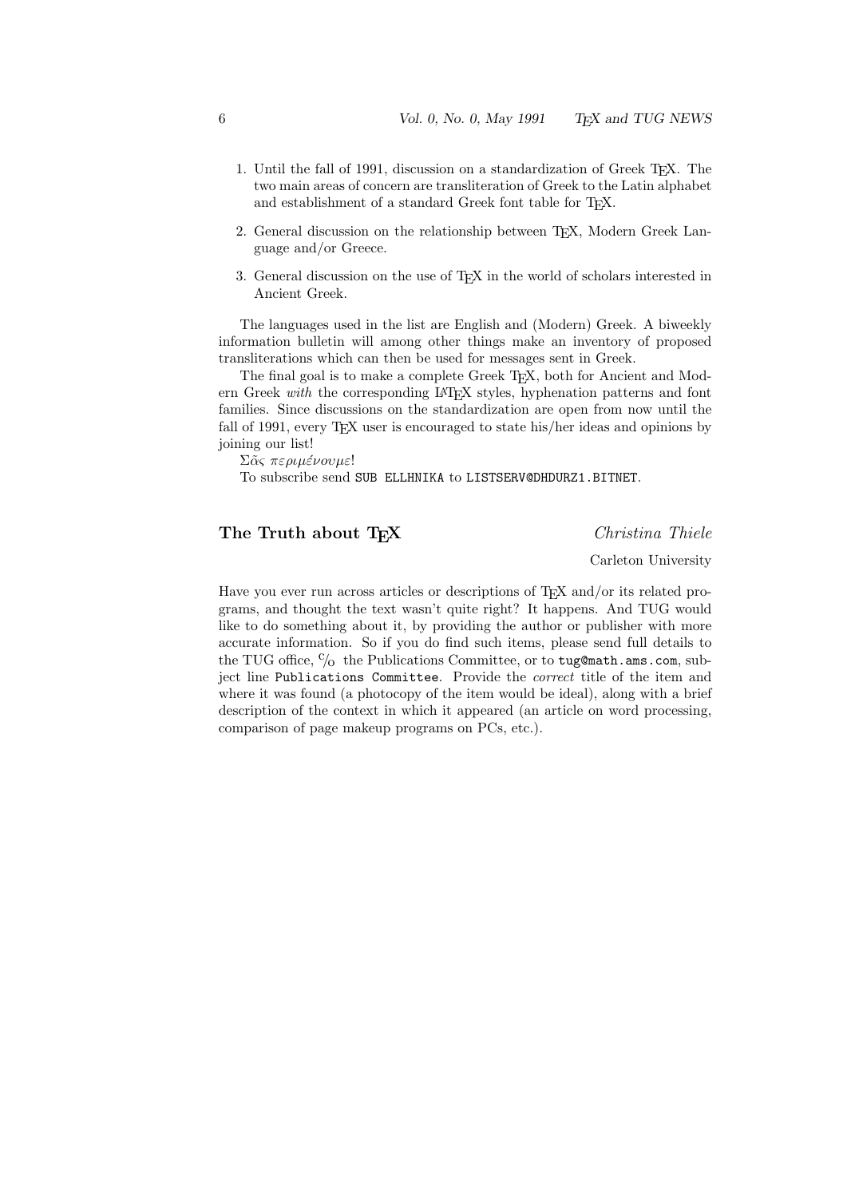1. Until the fall of 1991, discussion on a standardization of Greek TEX. The two main areas of concern are transliteration of Greek to the Latin alphabet and establishment of a standard Greek font table for TEX.

2. General discussion on the relationship between TEX, Modern Greek Language and/or Greece.

3. General discussion on the use of TEX in the world of scholars interested in Ancient Greek.

The languages used in the list are English and (Modern) Greek. A biweekly information bulletin will among other things make an inventory of proposed transliterations which can then be used for messages sent in Greek.

The final goal is to make a complete Greek TEX, both for Ancient and Modern Greek *with* the corresponding LATEX styles, hyphenation patterns and font families. Since discussions on the standardization are open from now until the fall of 1991, every TEX user is encouraged to state his/her ideas and opinions by joining our list!

*Σᾶς περιμένουμε!*

To subscribe send `SUB ELLHNIKA` to `LISTSERV@DHDURZ1.BITNET`.

## The Truth about TEX

*Christina Thiele*

Carleton University

Have you ever run across articles or descriptions of TEX and/or its related programs, and thought the text wasn't quite right? It happens. And TUG would like to do something about it, by providing the author or publisher with more accurate information. So if you do find such items, please send full details to the TUG office, ℅ the Publications Committee, or to `tug@math.ams.com`, subject line `Publications Committee`. Provide the *correct* title of the item and where it was found (a photocopy of the item would be ideal), along with a brief description of the context in which it appeared (an article on word processing, comparison of page makeup programs on PCs, etc.).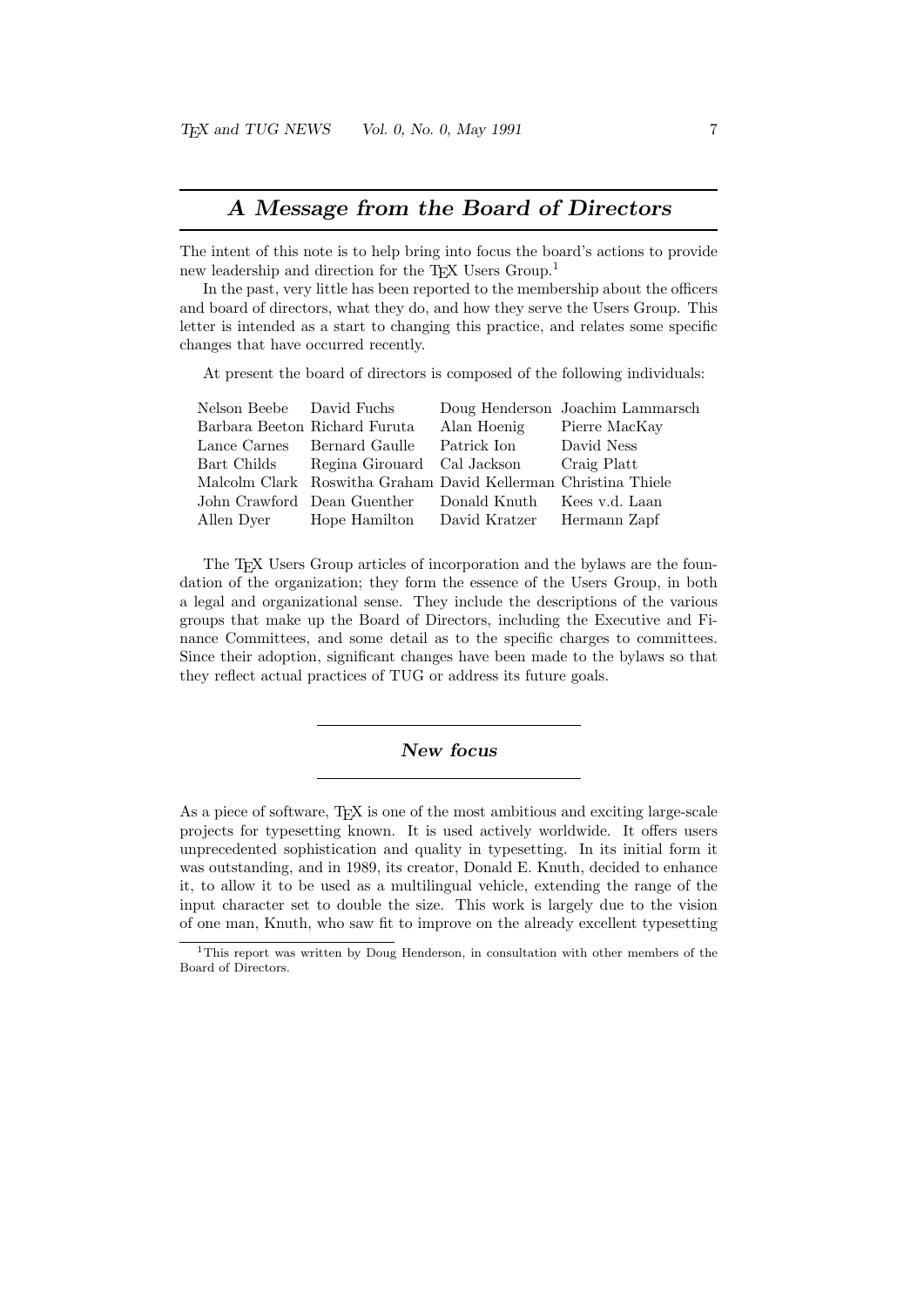## *A Message from the Board of Directors*

The intent of this note is to help bring into focus the board's actions to provide new leadership and direction for the TEX Users Group.[1]

In the past, very little has been reported to the membership about the officers and board of directors, what they do, and how they serve the Users Group. This letter is intended as a start to changing this practice, and relates some specific changes that have occurred recently.

At present the board of directors is composed of the following individuals:

| | | | |
|---|---|---|---|
| Nelson Beebe | David Fuchs | Doug Henderson | Joachim Lammarsch |
| Barbara Beeton | Richard Furuta | Alan Hoenig | Pierre MacKay |
| Lance Carnes | Bernard Gaulle | Patrick Ion | David Ness |
| Bart Childs | Regina Girouard | Cal Jackson | Craig Platt |
| Malcolm Clark | Roswitha Graham | David Kellerman | Christina Thiele |
| John Crawford | Dean Guenther | Donald Knuth | Kees v.d. Laan |
| Allen Dyer | Hope Hamilton | David Kratzer | Hermann Zapf |

The TEX Users Group articles of incorporation and the bylaws are the foundation of the organization; they form the essence of the Users Group, in both a legal and organizational sense. They include the descriptions of the various groups that make up the Board of Directors, including the Executive and Finance Committees, and some detail as to the specific charges to committees. Since their adoption, significant changes have been made to the bylaws so that they reflect actual practices of TUG or address its future goals.

### *New focus*

As a piece of software, TEX is one of the most ambitious and exciting large-scale projects for typesetting known. It is used actively worldwide. It offers users unprecedented sophistication and quality in typesetting. In its initial form it was outstanding, and in 1989, its creator, Donald E. Knuth, decided to enhance it, to allow it to be used as a multilingual vehicle, extending the range of the input character set to double the size. This work is largely due to the vision of one man, Knuth, who saw fit to improve on the already excellent typesetting

[1] This report was written by Doug Henderson, in consultation with other members of the Board of Directors.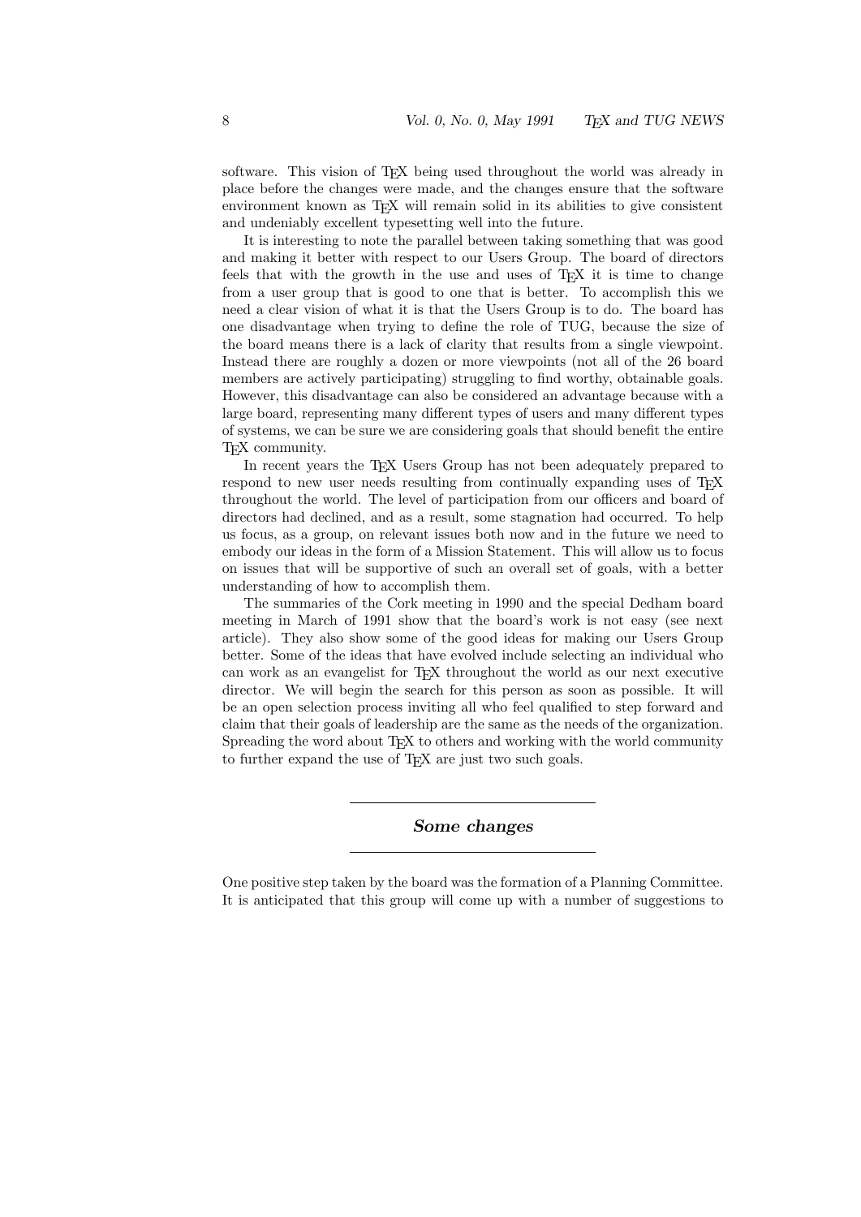software. This vision of TeX being used throughout the world was already in place before the changes were made, and the changes ensure that the software environment known as TeX will remain solid in its abilities to give consistent and undeniably excellent typesetting well into the future.

It is interesting to note the parallel between taking something that was good and making it better with respect to our Users Group. The board of directors feels that with the growth in the use and uses of TeX it is time to change from a user group that is good to one that is better. To accomplish this we need a clear vision of what it is that the Users Group is to do. The board has one disadvantage when trying to define the role of TUG, because the size of the board means there is a lack of clarity that results from a single viewpoint. Instead there are roughly a dozen or more viewpoints (not all of the 26 board members are actively participating) struggling to find worthy, obtainable goals. However, this disadvantage can also be considered an advantage because with a large board, representing many different types of users and many different types of systems, we can be sure we are considering goals that should benefit the entire TeX community.

In recent years the TeX Users Group has not been adequately prepared to respond to new user needs resulting from continually expanding uses of TeX throughout the world. The level of participation from our officers and board of directors had declined, and as a result, some stagnation had occurred. To help us focus, as a group, on relevant issues both now and in the future we need to embody our ideas in the form of a Mission Statement. This will allow us to focus on issues that will be supportive of such an overall set of goals, with a better understanding of how to accomplish them.

The summaries of the Cork meeting in 1990 and the special Dedham board meeting in March of 1991 show that the board's work is not easy (see next article). They also show some of the good ideas for making our Users Group better. Some of the ideas that have evolved include selecting an individual who can work as an evangelist for TeX throughout the world as our next executive director. We will begin the search for this person as soon as possible. It will be an open selection process inviting all who feel qualified to step forward and claim that their goals of leadership are the same as the needs of the organization. Spreading the word about TeX to others and working with the world community to further expand the use of TeX are just two such goals.

---

## *Some changes*

---

One positive step taken by the board was the formation of a Planning Committee. It is anticipated that this group will come up with a number of suggestions to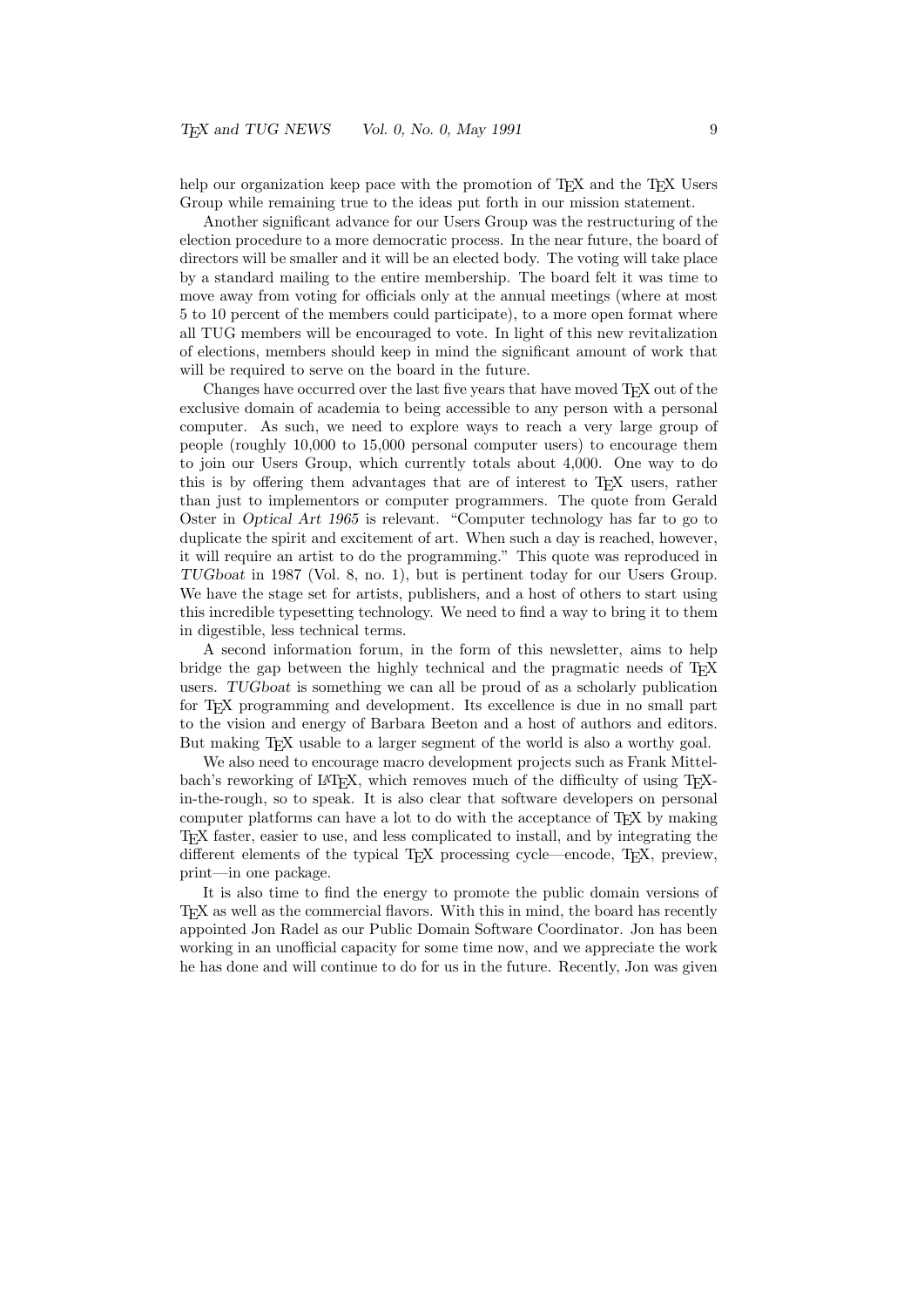help our organization keep pace with the promotion of TEX and the TEX Users Group while remaining true to the ideas put forth in our mission statement.

Another significant advance for our Users Group was the restructuring of the election procedure to a more democratic process. In the near future, the board of directors will be smaller and it will be an elected body. The voting will take place by a standard mailing to the entire membership. The board felt it was time to move away from voting for officials only at the annual meetings (where at most 5 to 10 percent of the members could participate), to a more open format where all TUG members will be encouraged to vote. In light of this new revitalization of elections, members should keep in mind the significant amount of work that will be required to serve on the board in the future.

Changes have occurred over the last five years that have moved TEX out of the exclusive domain of academia to being accessible to any person with a personal computer. As such, we need to explore ways to reach a very large group of people (roughly 10,000 to 15,000 personal computer users) to encourage them to join our Users Group, which currently totals about 4,000. One way to do this is by offering them advantages that are of interest to TEX users, rather than just to implementors or computer programmers. The quote from Gerald Oster in *Optical Art 1965* is relevant. "Computer technology has far to go to duplicate the spirit and excitement of art. When such a day is reached, however, it will require an artist to do the programming." This quote was reproduced in *TUGboat* in 1987 (Vol. 8, no. 1), but is pertinent today for our Users Group. We have the stage set for artists, publishers, and a host of others to start using this incredible typesetting technology. We need to find a way to bring it to them in digestible, less technical terms.

A second information forum, in the form of this newsletter, aims to help bridge the gap between the highly technical and the pragmatic needs of TEX users. *TUGboat* is something we can all be proud of as a scholarly publication for TEX programming and development. Its excellence is due in no small part to the vision and energy of Barbara Beeton and a host of authors and editors. But making TEX usable to a larger segment of the world is also a worthy goal.

We also need to encourage macro development projects such as Frank Mittelbach's reworking of LATEX, which removes much of the difficulty of using TEX-in-the-rough, so to speak. It is also clear that software developers on personal computer platforms can have a lot to do with the acceptance of TEX by making TEX faster, easier to use, and less complicated to install, and by integrating the different elements of the typical TEX processing cycle—encode, TEX, preview, print—in one package.

It is also time to find the energy to promote the public domain versions of TEX as well as the commercial flavors. With this in mind, the board has recently appointed Jon Radel as our Public Domain Software Coordinator. Jon has been working in an unofficial capacity for some time now, and we appreciate the work he has done and will continue to do for us in the future. Recently, Jon was given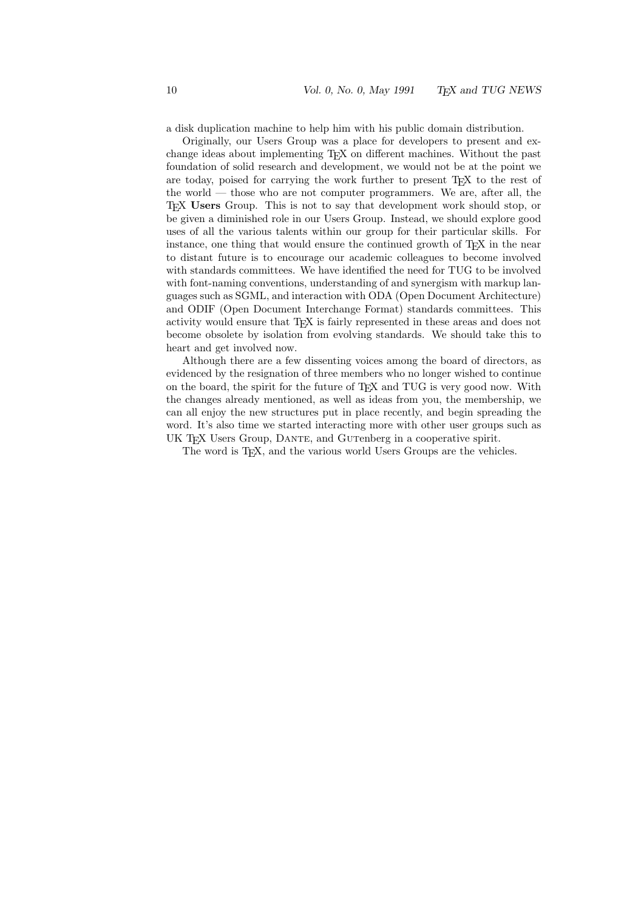a disk duplication machine to help him with his public domain distribution.

Originally, our Users Group was a place for developers to present and exchange ideas about implementing TeX on different machines. Without the past foundation of solid research and development, we would not be at the point we are today, poised for carrying the work further to present TeX to the rest of the world — those who are not computer programmers. We are, after all, the TeX **Users** Group. This is not to say that development work should stop, or be given a diminished role in our Users Group. Instead, we should explore good uses of all the various talents within our group for their particular skills. For instance, one thing that would ensure the continued growth of TeX in the near to distant future is to encourage our academic colleagues to become involved with standards committees. We have identified the need for TUG to be involved with font-naming conventions, understanding of and synergism with markup languages such as SGML, and interaction with ODA (Open Document Architecture) and ODIF (Open Document Interchange Format) standards committees. This activity would ensure that TeX is fairly represented in these areas and does not become obsolete by isolation from evolving standards. We should take this to heart and get involved now.

Although there are a few dissenting voices among the board of directors, as evidenced by the resignation of three members who no longer wished to continue on the board, the spirit for the future of TeX and TUG is very good now. With the changes already mentioned, as well as ideas from you, the membership, we can all enjoy the new structures put in place recently, and begin spreading the word. It's also time we started interacting more with other user groups such as UK TeX Users Group, DANTE, and GUTenberg in a cooperative spirit.

The word is TeX, and the various world Users Groups are the vehicles.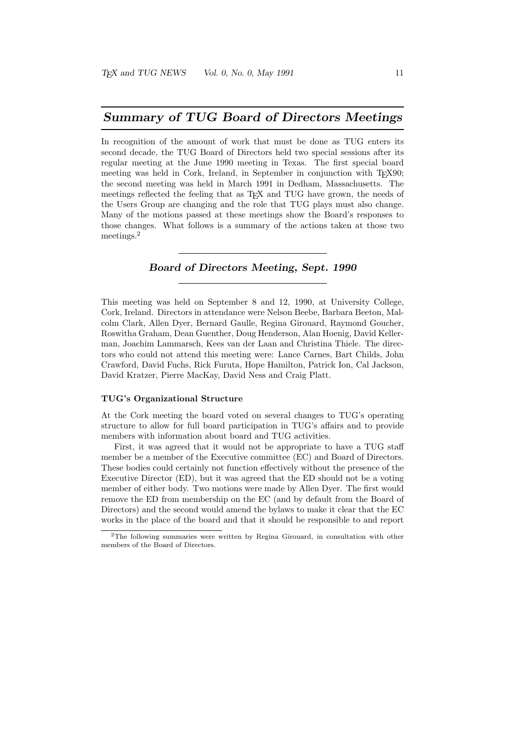## *Summary of TUG Board of Directors Meetings*

In recognition of the amount of work that must be done as TUG enters its second decade, the TUG Board of Directors held two special sessions after its regular meeting at the June 1990 meeting in Texas. The first special board meeting was held in Cork, Ireland, in September in conjunction with TEX90; the second meeting was held in March 1991 in Dedham, Massachusetts. The meetings reflected the feeling that as TEX and TUG have grown, the needs of the Users Group are changing and the role that TUG plays must also change. Many of the motions passed at these meetings show the Board's responses to those changes. What follows is a summary of the actions taken at those two meetings.[2]

### *Board of Directors Meeting, Sept. 1990*

This meeting was held on September 8 and 12, 1990, at University College, Cork, Ireland. Directors in attendance were Nelson Beebe, Barbara Beeton, Malcolm Clark, Allen Dyer, Bernard Gaulle, Regina Girouard, Raymond Goucher, Roswitha Graham, Dean Guenther, Doug Henderson, Alan Hoenig, David Kellerman, Joachim Lammarsch, Kees van der Laan and Christina Thiele. The directors who could not attend this meeting were: Lance Carnes, Bart Childs, John Crawford, David Fuchs, Rick Furuta, Hope Hamilton, Patrick Ion, Cal Jackson, David Kratzer, Pierre MacKay, David Ness and Craig Platt.

#### **TUG's Organizational Structure**

At the Cork meeting the board voted on several changes to TUG's operating structure to allow for full board participation in TUG's affairs and to provide members with information about board and TUG activities.

First, it was agreed that it would not be appropriate to have a TUG staff member be a member of the Executive committee (EC) and Board of Directors. These bodies could certainly not function effectively without the presence of the Executive Director (ED), but it was agreed that the ED should not be a voting member of either body. Two motions were made by Allen Dyer. The first would remove the ED from membership on the EC (and by default from the Board of Directors) and the second would amend the bylaws to make it clear that the EC works in the place of the board and that it should be responsible to and report

[2] The following summaries were written by Regina Girouard, in consultation with other members of the Board of Directors.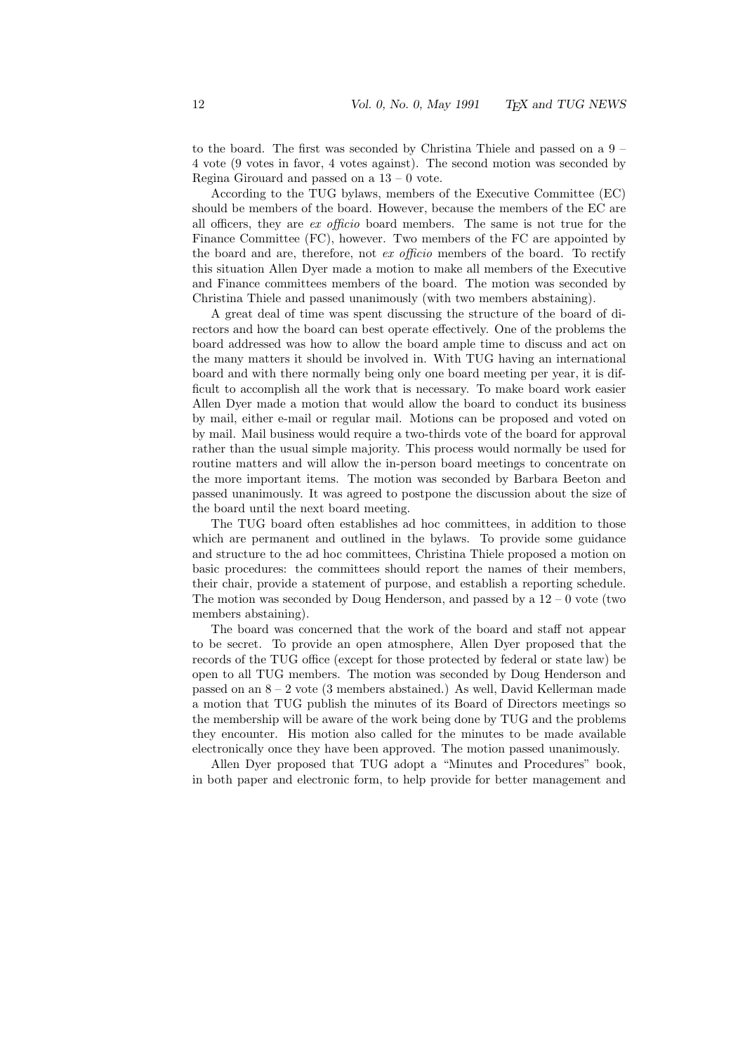to the board. The first was seconded by Christina Thiele and passed on a 9 – 4 vote (9 votes in favor, 4 votes against). The second motion was seconded by Regina Girouard and passed on a 13 – 0 vote.

According to the TUG bylaws, members of the Executive Committee (EC) should be members of the board. However, because the members of the EC are all officers, they are *ex officio* board members. The same is not true for the Finance Committee (FC), however. Two members of the FC are appointed by the board and are, therefore, not *ex officio* members of the board. To rectify this situation Allen Dyer made a motion to make all members of the Executive and Finance committees members of the board. The motion was seconded by Christina Thiele and passed unanimously (with two members abstaining).

A great deal of time was spent discussing the structure of the board of directors and how the board can best operate effectively. One of the problems the board addressed was how to allow the board ample time to discuss and act on the many matters it should be involved in. With TUG having an international board and with there normally being only one board meeting per year, it is difficult to accomplish all the work that is necessary. To make board work easier Allen Dyer made a motion that would allow the board to conduct its business by mail, either e-mail or regular mail. Motions can be proposed and voted on by mail. Mail business would require a two-thirds vote of the board for approval rather than the usual simple majority. This process would normally be used for routine matters and will allow the in-person board meetings to concentrate on the more important items. The motion was seconded by Barbara Beeton and passed unanimously. It was agreed to postpone the discussion about the size of the board until the next board meeting.

The TUG board often establishes ad hoc committees, in addition to those which are permanent and outlined in the bylaws. To provide some guidance and structure to the ad hoc committees, Christina Thiele proposed a motion on basic procedures: the committees should report the names of their members, their chair, provide a statement of purpose, and establish a reporting schedule. The motion was seconded by Doug Henderson, and passed by a 12 – 0 vote (two members abstaining).

The board was concerned that the work of the board and staff not appear to be secret. To provide an open atmosphere, Allen Dyer proposed that the records of the TUG office (except for those protected by federal or state law) be open to all TUG members. The motion was seconded by Doug Henderson and passed on an 8 – 2 vote (3 members abstained.) As well, David Kellerman made a motion that TUG publish the minutes of its Board of Directors meetings so the membership will be aware of the work being done by TUG and the problems they encounter. His motion also called for the minutes to be made available electronically once they have been approved. The motion passed unanimously.

Allen Dyer proposed that TUG adopt a "Minutes and Procedures" book, in both paper and electronic form, to help provide for better management and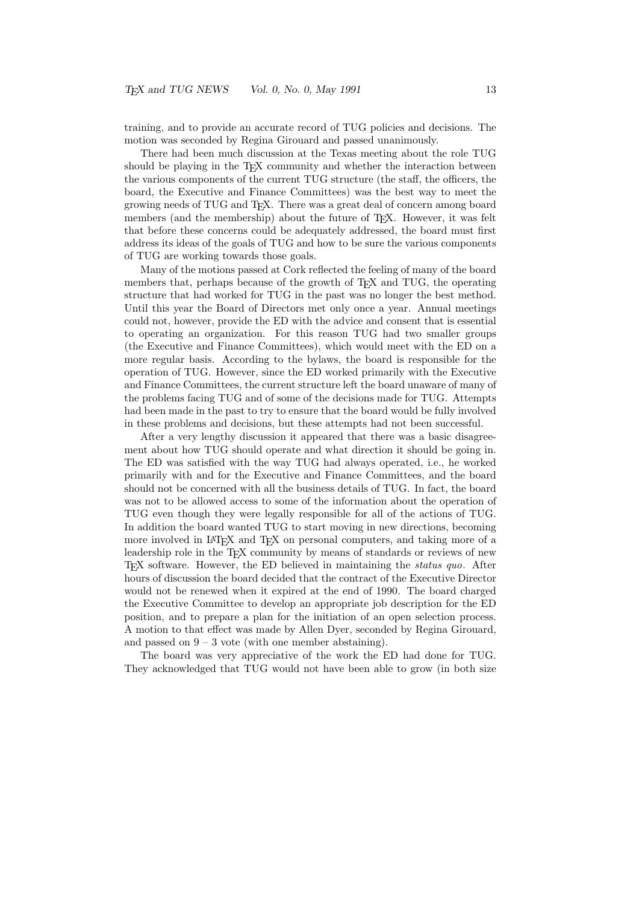training, and to provide an accurate record of TUG policies and decisions. The motion was seconded by Regina Girouard and passed unanimously.

There had been much discussion at the Texas meeting about the role TUG should be playing in the TEX community and whether the interaction between the various components of the current TUG structure (the staff, the officers, the board, the Executive and Finance Committees) was the best way to meet the growing needs of TUG and TEX. There was a great deal of concern among board members (and the membership) about the future of TEX. However, it was felt that before these concerns could be adequately addressed, the board must first address its ideas of the goals of TUG and how to be sure the various components of TUG are working towards those goals.

Many of the motions passed at Cork reflected the feeling of many of the board members that, perhaps because of the growth of TEX and TUG, the operating structure that had worked for TUG in the past was no longer the best method. Until this year the Board of Directors met only once a year. Annual meetings could not, however, provide the ED with the advice and consent that is essential to operating an organization. For this reason TUG had two smaller groups (the Executive and Finance Committees), which would meet with the ED on a more regular basis. According to the bylaws, the board is responsible for the operation of TUG. However, since the ED worked primarily with the Executive and Finance Committees, the current structure left the board unaware of many of the problems facing TUG and of some of the decisions made for TUG. Attempts had been made in the past to try to ensure that the board would be fully involved in these problems and decisions, but these attempts had not been successful.

After a very lengthy discussion it appeared that there was a basic disagreement about how TUG should operate and what direction it should be going in. The ED was satisfied with the way TUG had always operated, i.e., he worked primarily with and for the Executive and Finance Committees, and the board should not be concerned with all the business details of TUG. In fact, the board was not to be allowed access to some of the information about the operation of TUG even though they were legally responsible for all of the actions of TUG. In addition the board wanted TUG to start moving in new directions, becoming more involved in LATEX and TEX on personal computers, and taking more of a leadership role in the TEX community by means of standards or reviews of new TEX software. However, the ED believed in maintaining the *status quo*. After hours of discussion the board decided that the contract of the Executive Director would not be renewed when it expired at the end of 1990. The board charged the Executive Committee to develop an appropriate job description for the ED position, and to prepare a plan for the initiation of an open selection process. A motion to that effect was made by Allen Dyer, seconded by Regina Girouard, and passed on 9 – 3 vote (with one member abstaining).

The board was very appreciative of the work the ED had done for TUG. They acknowledged that TUG would not have been able to grow (in both size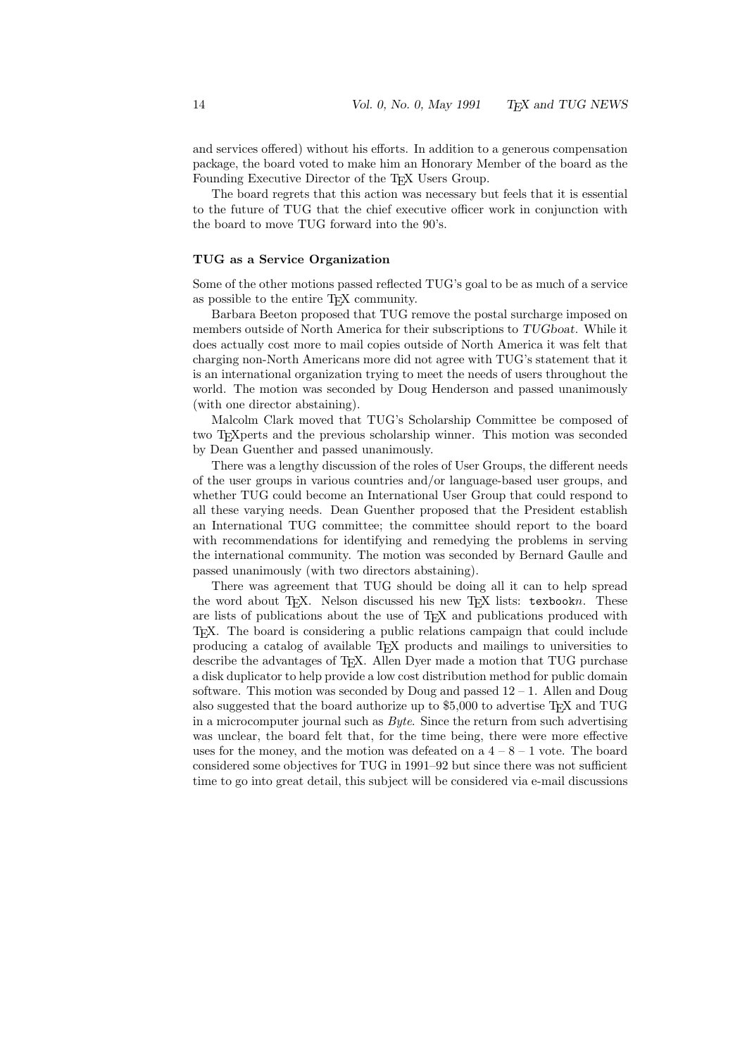and services offered) without his efforts. In addition to a generous compensation package, the board voted to make him an Honorary Member of the board as the Founding Executive Director of the TEX Users Group.

The board regrets that this action was necessary but feels that it is essential to the future of TUG that the chief executive officer work in conjunction with the board to move TUG forward into the 90's.

### TUG as a Service Organization

Some of the other motions passed reflected TUG's goal to be as much of a service as possible to the entire TEX community.

Barbara Beeton proposed that TUG remove the postal surcharge imposed on members outside of North America for their subscriptions to *TUGboat*. While it does actually cost more to mail copies outside of North America it was felt that charging non-North Americans more did not agree with TUG's statement that it is an international organization trying to meet the needs of users throughout the world. The motion was seconded by Doug Henderson and passed unanimously (with one director abstaining).

Malcolm Clark moved that TUG's Scholarship Committee be composed of two TEXperts and the previous scholarship winner. This motion was seconded by Dean Guenther and passed unanimously.

There was a lengthy discussion of the roles of User Groups, the different needs of the user groups in various countries and/or language-based user groups, and whether TUG could become an International User Group that could respond to all these varying needs. Dean Guenther proposed that the President establish an International TUG committee; the committee should report to the board with recommendations for identifying and remedying the problems in serving the international community. The motion was seconded by Bernard Gaulle and passed unanimously (with two directors abstaining).

There was agreement that TUG should be doing all it can to help spread the word about TEX. Nelson discussed his new TEX lists: `texbook`*n*. These are lists of publications about the use of TEX and publications produced with TEX. The board is considering a public relations campaign that could include producing a catalog of available TEX products and mailings to universities to describe the advantages of TEX. Allen Dyer made a motion that TUG purchase a disk duplicator to help provide a low cost distribution method for public domain software. This motion was seconded by Doug and passed 12 – 1. Allen and Doug also suggested that the board authorize up to $5,000 to advertise TEX and TUG in a microcomputer journal such as *Byte*. Since the return from such advertising was unclear, the board felt that, for the time being, there were more effective uses for the money, and the motion was defeated on a 4 – 8 – 1 vote. The board considered some objectives for TUG in 1991–92 but since there was not sufficient time to go into great detail, this subject will be considered via e-mail discussions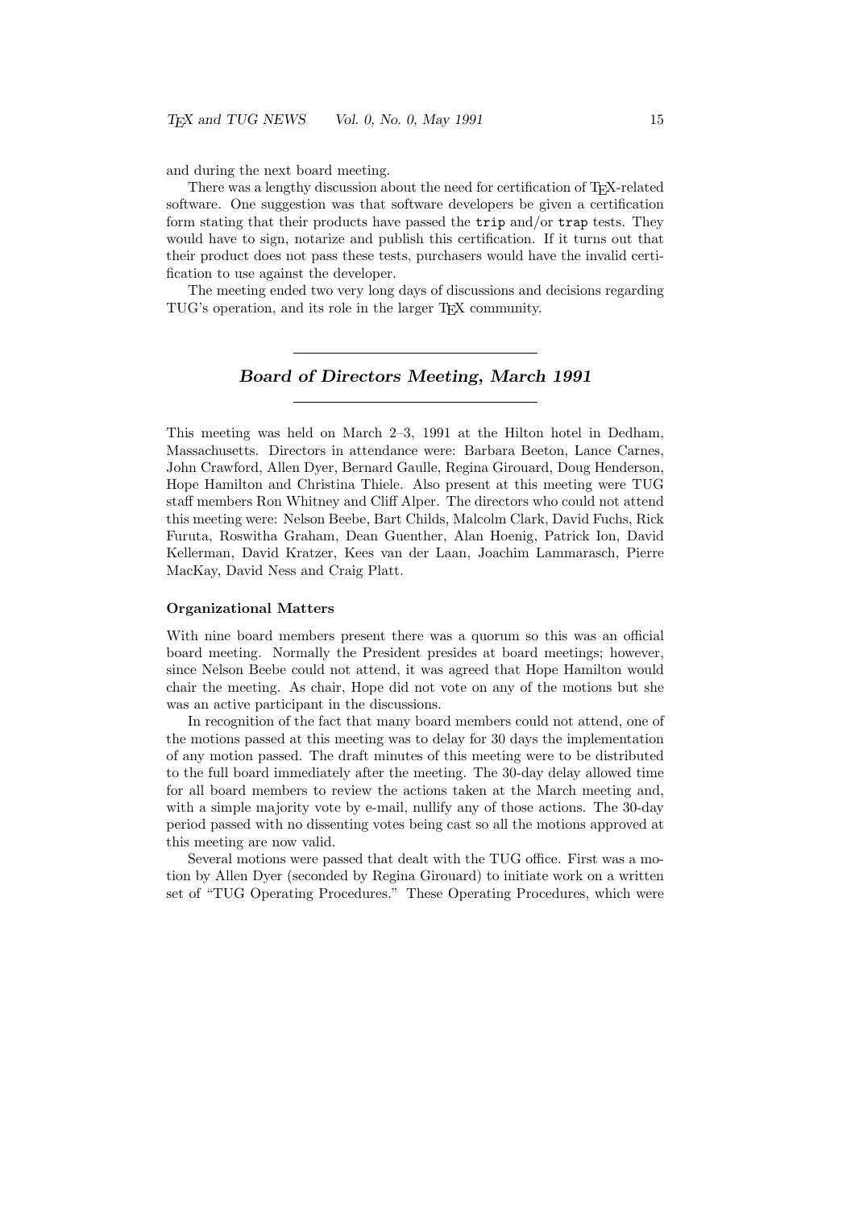and during the next board meeting.

There was a lengthy discussion about the need for certification of TeX-related software. One suggestion was that software developers be given a certification form stating that their products have passed the `trip` and/or `trap` tests. They would have to sign, notarize and publish this certification. If it turns out that their product does not pass these tests, purchasers would have the invalid certification to use against the developer.

The meeting ended two very long days of discussions and decisions regarding TUG's operation, and its role in the larger TeX community.

## *Board of Directors Meeting, March 1991*

This meeting was held on March 2–3, 1991 at the Hilton hotel in Dedham, Massachusetts. Directors in attendance were: Barbara Beeton, Lance Carnes, John Crawford, Allen Dyer, Bernard Gaulle, Regina Girouard, Doug Henderson, Hope Hamilton and Christina Thiele. Also present at this meeting were TUG staff members Ron Whitney and Cliff Alper. The directors who could not attend this meeting were: Nelson Beebe, Bart Childs, Malcolm Clark, David Fuchs, Rick Furuta, Roswitha Graham, Dean Guenther, Alan Hoenig, Patrick Ion, David Kellerman, David Kratzer, Kees van der Laan, Joachim Lammarasch, Pierre MacKay, David Ness and Craig Platt.

### Organizational Matters

With nine board members present there was a quorum so this was an official board meeting. Normally the President presides at board meetings; however, since Nelson Beebe could not attend, it was agreed that Hope Hamilton would chair the meeting. As chair, Hope did not vote on any of the motions but she was an active participant in the discussions.

In recognition of the fact that many board members could not attend, one of the motions passed at this meeting was to delay for 30 days the implementation of any motion passed. The draft minutes of this meeting were to be distributed to the full board immediately after the meeting. The 30-day delay allowed time for all board members to review the actions taken at the March meeting and, with a simple majority vote by e-mail, nullify any of those actions. The 30-day period passed with no dissenting votes being cast so all the motions approved at this meeting are now valid.

Several motions were passed that dealt with the TUG office. First was a motion by Allen Dyer (seconded by Regina Girouard) to initiate work on a written set of "TUG Operating Procedures." These Operating Procedures, which were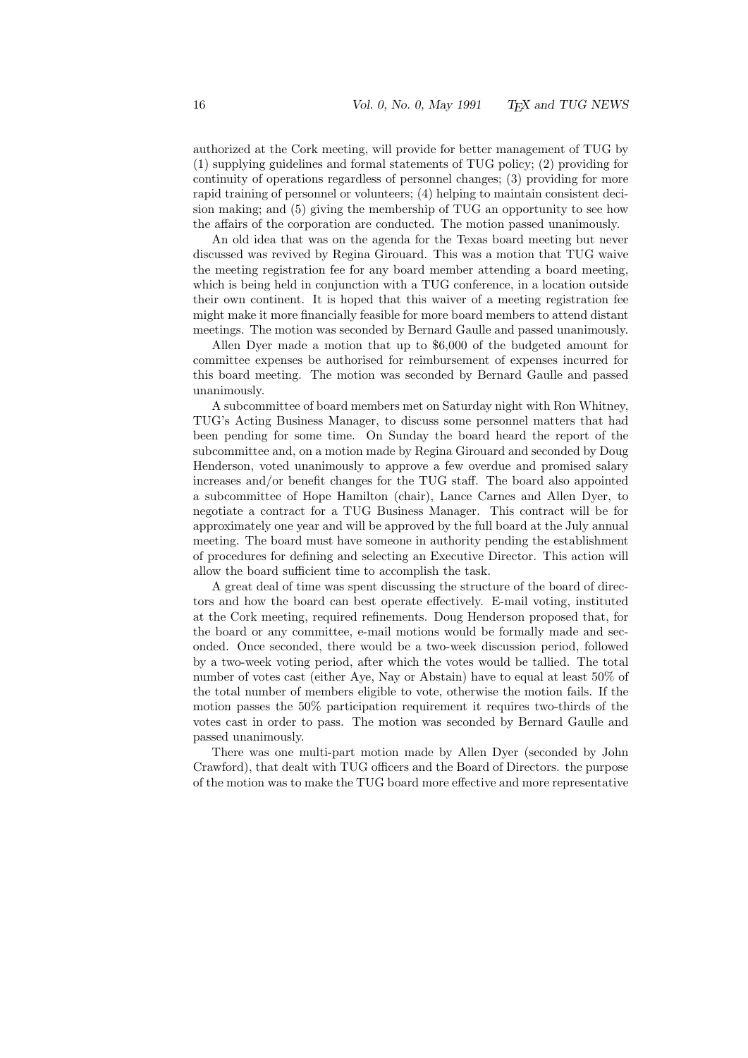authorized at the Cork meeting, will provide for better management of TUG by (1) supplying guidelines and formal statements of TUG policy; (2) providing for continuity of operations regardless of personnel changes; (3) providing for more rapid training of personnel or volunteers; (4) helping to maintain consistent decision making; and (5) giving the membership of TUG an opportunity to see how the affairs of the corporation are conducted. The motion passed unanimously.

An old idea that was on the agenda for the Texas board meeting but never discussed was revived by Regina Girouard. This was a motion that TUG waive the meeting registration fee for any board member attending a board meeting, which is being held in conjunction with a TUG conference, in a location outside their own continent. It is hoped that this waiver of a meeting registration fee might make it more financially feasible for more board members to attend distant meetings. The motion was seconded by Bernard Gaulle and passed unanimously.

Allen Dyer made a motion that up to $6,000 of the budgeted amount for committee expenses be authorised for reimbursement of expenses incurred for this board meeting. The motion was seconded by Bernard Gaulle and passed unanimously.

A subcommittee of board members met on Saturday night with Ron Whitney, TUG's Acting Business Manager, to discuss some personnel matters that had been pending for some time. On Sunday the board heard the report of the subcommittee and, on a motion made by Regina Girouard and seconded by Doug Henderson, voted unanimously to approve a few overdue and promised salary increases and/or benefit changes for the TUG staff. The board also appointed a subcommittee of Hope Hamilton (chair), Lance Carnes and Allen Dyer, to negotiate a contract for a TUG Business Manager. This contract will be for approximately one year and will be approved by the full board at the July annual meeting. The board must have someone in authority pending the establishment of procedures for defining and selecting an Executive Director. This action will allow the board sufficient time to accomplish the task.

A great deal of time was spent discussing the structure of the board of directors and how the board can best operate effectively. E-mail voting, instituted at the Cork meeting, required refinements. Doug Henderson proposed that, for the board or any committee, e-mail motions would be formally made and seconded. Once seconded, there would be a two-week discussion period, followed by a two-week voting period, after which the votes would be tallied. The total number of votes cast (either Aye, Nay or Abstain) have to equal at least 50% of the total number of members eligible to vote, otherwise the motion fails. If the motion passes the 50% participation requirement it requires two-thirds of the votes cast in order to pass. The motion was seconded by Bernard Gaulle and passed unanimously.

There was one multi-part motion made by Allen Dyer (seconded by John Crawford), that dealt with TUG officers and the Board of Directors. the purpose of the motion was to make the TUG board more effective and more representative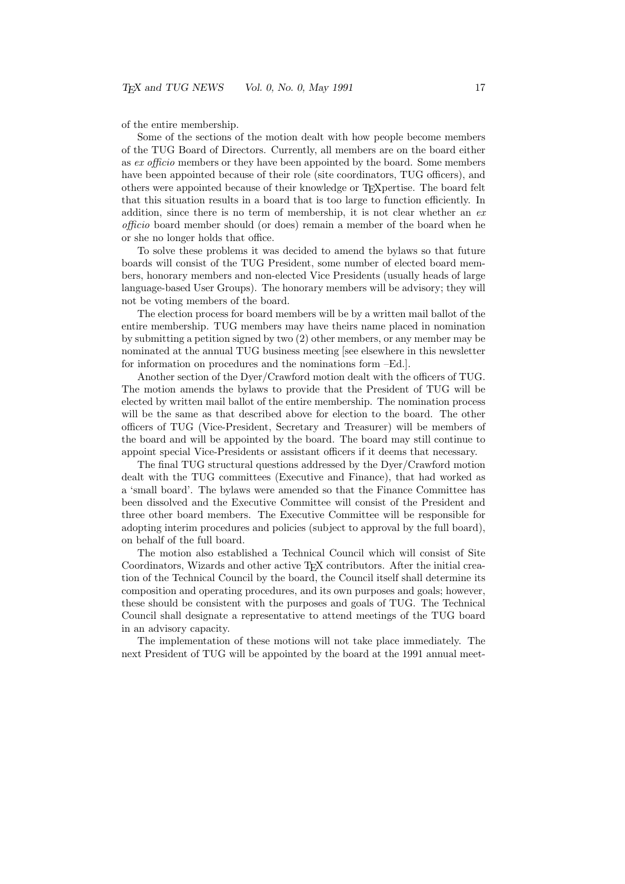of the entire membership.

Some of the sections of the motion dealt with how people become members of the TUG Board of Directors. Currently, all members are on the board either as *ex officio* members or they have been appointed by the board. Some members have been appointed because of their role (site coordinators, TUG officers), and others were appointed because of their knowledge or TEXpertise. The board felt that this situation results in a board that is too large to function efficiently. In addition, since there is no term of membership, it is not clear whether an *ex officio* board member should (or does) remain a member of the board when he or she no longer holds that office.

To solve these problems it was decided to amend the bylaws so that future boards will consist of the TUG President, some number of elected board members, honorary members and non-elected Vice Presidents (usually heads of large language-based User Groups). The honorary members will be advisory; they will not be voting members of the board.

The election process for board members will be by a written mail ballot of the entire membership. TUG members may have theirs name placed in nomination by submitting a petition signed by two (2) other members, or any member may be nominated at the annual TUG business meeting [see elsewhere in this newsletter for information on procedures and the nominations form –Ed.].

Another section of the Dyer/Crawford motion dealt with the officers of TUG. The motion amends the bylaws to provide that the President of TUG will be elected by written mail ballot of the entire membership. The nomination process will be the same as that described above for election to the board. The other officers of TUG (Vice-President, Secretary and Treasurer) will be members of the board and will be appointed by the board. The board may still continue to appoint special Vice-Presidents or assistant officers if it deems that necessary.

The final TUG structural questions addressed by the Dyer/Crawford motion dealt with the TUG committees (Executive and Finance), that had worked as a 'small board'. The bylaws were amended so that the Finance Committee has been dissolved and the Executive Committee will consist of the President and three other board members. The Executive Committee will be responsible for adopting interim procedures and policies (subject to approval by the full board), on behalf of the full board.

The motion also established a Technical Council which will consist of Site Coordinators, Wizards and other active TEX contributors. After the initial creation of the Technical Council by the board, the Council itself shall determine its composition and operating procedures, and its own purposes and goals; however, these should be consistent with the purposes and goals of TUG. The Technical Council shall designate a representative to attend meetings of the TUG board in an advisory capacity.

The implementation of these motions will not take place immediately. The next President of TUG will be appointed by the board at the 1991 annual meet-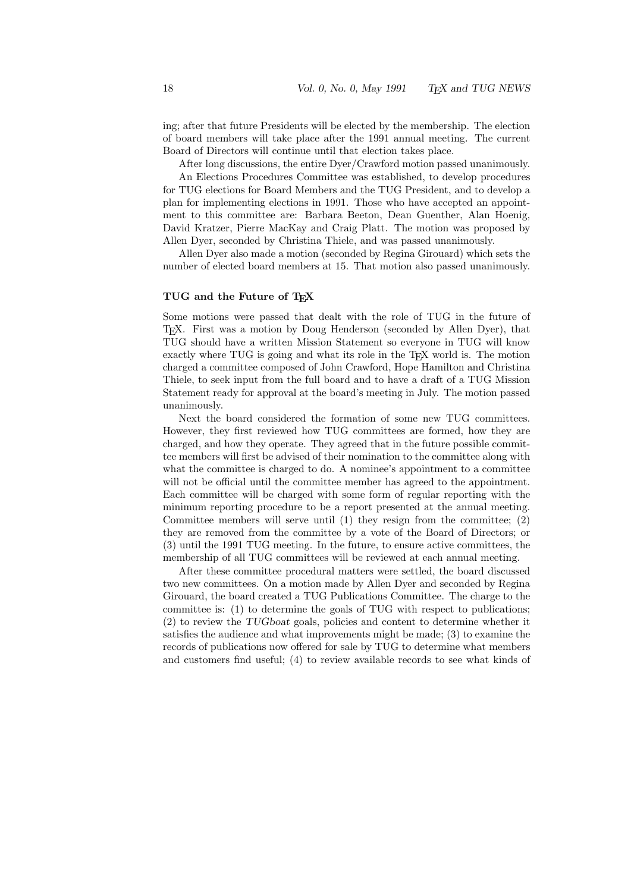ing; after that future Presidents will be elected by the membership. The election of board members will take place after the 1991 annual meeting. The current Board of Directors will continue until that election takes place.

After long discussions, the entire Dyer/Crawford motion passed unanimously.

An Elections Procedures Committee was established, to develop procedures for TUG elections for Board Members and the TUG President, and to develop a plan for implementing elections in 1991. Those who have accepted an appointment to this committee are: Barbara Beeton, Dean Guenther, Alan Hoenig, David Kratzer, Pierre MacKay and Craig Platt. The motion was proposed by Allen Dyer, seconded by Christina Thiele, and was passed unanimously.

Allen Dyer also made a motion (seconded by Regina Girouard) which sets the number of elected board members at 15. That motion also passed unanimously.

### TUG and the Future of TEX

Some motions were passed that dealt with the role of TUG in the future of TEX. First was a motion by Doug Henderson (seconded by Allen Dyer), that TUG should have a written Mission Statement so everyone in TUG will know exactly where TUG is going and what its role in the TEX world is. The motion charged a committee composed of John Crawford, Hope Hamilton and Christina Thiele, to seek input from the full board and to have a draft of a TUG Mission Statement ready for approval at the board's meeting in July. The motion passed unanimously.

Next the board considered the formation of some new TUG committees. However, they first reviewed how TUG committees are formed, how they are charged, and how they operate. They agreed that in the future possible committee members will first be advised of their nomination to the committee along with what the committee is charged to do. A nominee's appointment to a committee will not be official until the committee member has agreed to the appointment. Each committee will be charged with some form of regular reporting with the minimum reporting procedure to be a report presented at the annual meeting. Committee members will serve until (1) they resign from the committee; (2) they are removed from the committee by a vote of the Board of Directors; or (3) until the 1991 TUG meeting. In the future, to ensure active committees, the membership of all TUG committees will be reviewed at each annual meeting.

After these committee procedural matters were settled, the board discussed two new committees. On a motion made by Allen Dyer and seconded by Regina Girouard, the board created a TUG Publications Committee. The charge to the committee is: (1) to determine the goals of TUG with respect to publications; (2) to review the *TUGboat* goals, policies and content to determine whether it satisfies the audience and what improvements might be made; (3) to examine the records of publications now offered for sale by TUG to determine what members and customers find useful; (4) to review available records to see what kinds of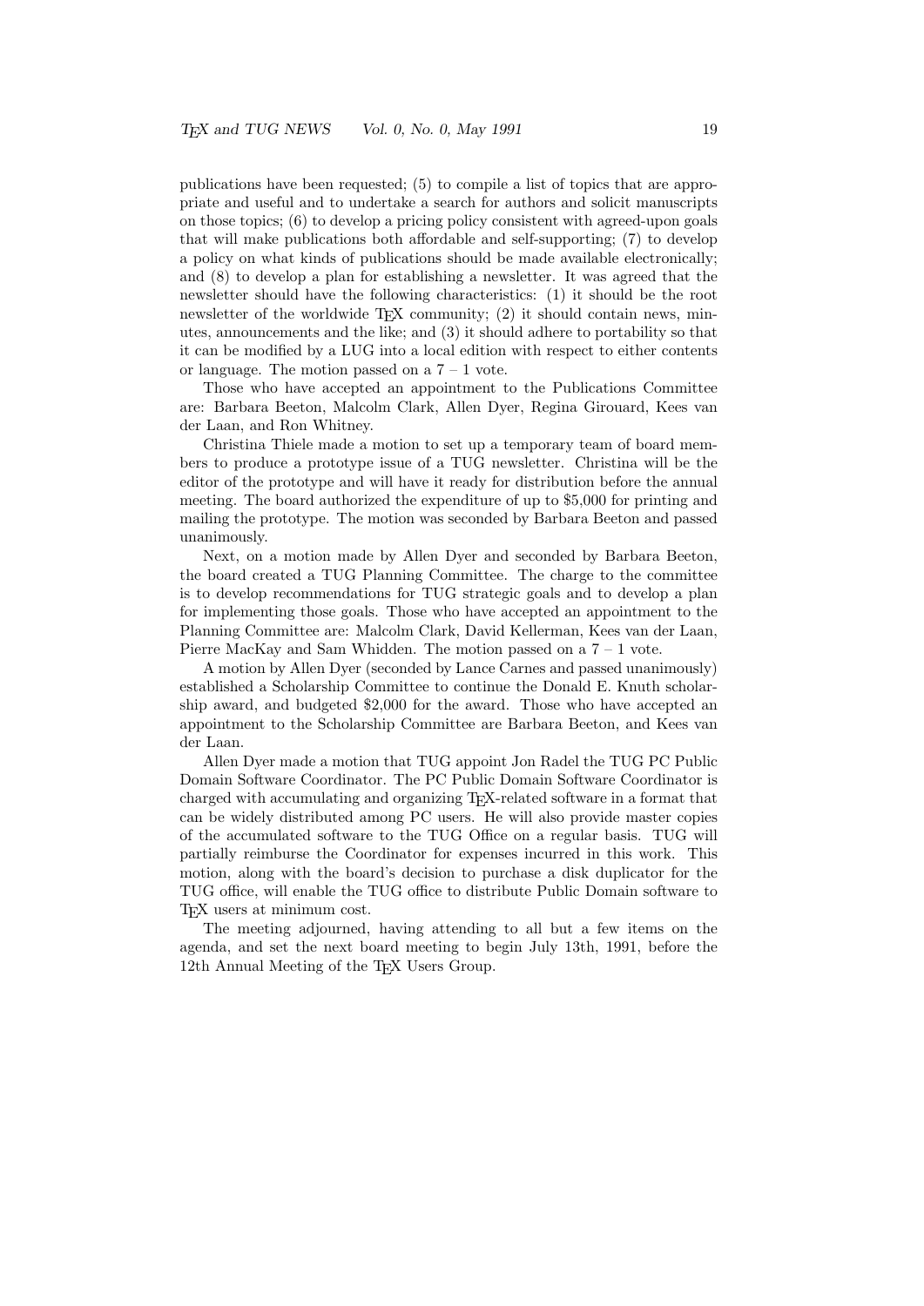publications have been requested; (5) to compile a list of topics that are appropriate and useful and to undertake a search for authors and solicit manuscripts on those topics; (6) to develop a pricing policy consistent with agreed-upon goals that will make publications both affordable and self-supporting; (7) to develop a policy on what kinds of publications should be made available electronically; and (8) to develop a plan for establishing a newsletter. It was agreed that the newsletter should have the following characteristics: (1) it should be the root newsletter of the worldwide TEX community; (2) it should contain news, minutes, announcements and the like; and (3) it should adhere to portability so that it can be modified by a LUG into a local edition with respect to either contents or language. The motion passed on a 7 – 1 vote.

Those who have accepted an appointment to the Publications Committee are: Barbara Beeton, Malcolm Clark, Allen Dyer, Regina Girouard, Kees van der Laan, and Ron Whitney.

Christina Thiele made a motion to set up a temporary team of board members to produce a prototype issue of a TUG newsletter. Christina will be the editor of the prototype and will have it ready for distribution before the annual meeting. The board authorized the expenditure of up to $5,000 for printing and mailing the prototype. The motion was seconded by Barbara Beeton and passed unanimously.

Next, on a motion made by Allen Dyer and seconded by Barbara Beeton, the board created a TUG Planning Committee. The charge to the committee is to develop recommendations for TUG strategic goals and to develop a plan for implementing those goals. Those who have accepted an appointment to the Planning Committee are: Malcolm Clark, David Kellerman, Kees van der Laan, Pierre MacKay and Sam Whidden. The motion passed on a 7 – 1 vote.

A motion by Allen Dyer (seconded by Lance Carnes and passed unanimously) established a Scholarship Committee to continue the Donald E. Knuth scholarship award, and budgeted $2,000 for the award. Those who have accepted an appointment to the Scholarship Committee are Barbara Beeton, and Kees van der Laan.

Allen Dyer made a motion that TUG appoint Jon Radel the TUG PC Public Domain Software Coordinator. The PC Public Domain Software Coordinator is charged with accumulating and organizing TEX-related software in a format that can be widely distributed among PC users. He will also provide master copies of the accumulated software to the TUG Office on a regular basis. TUG will partially reimburse the Coordinator for expenses incurred in this work. This motion, along with the board's decision to purchase a disk duplicator for the TUG office, will enable the TUG office to distribute Public Domain software to TEX users at minimum cost.

The meeting adjourned, having attending to all but a few items on the agenda, and set the next board meeting to begin July 13th, 1991, before the 12th Annual Meeting of the TEX Users Group.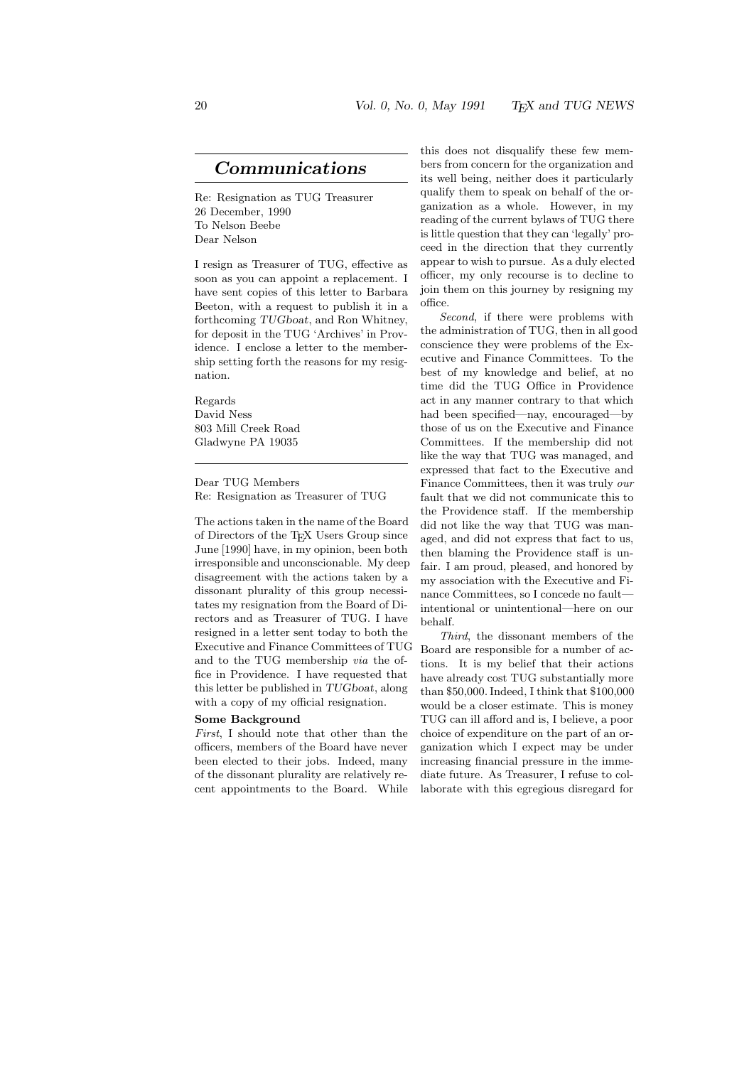## *Communications*

Re: Resignation as TUG Treasurer
26 December, 1990
To Nelson Beebe
Dear Nelson

I resign as Treasurer of TUG, effective as soon as you can appoint a replacement. I have sent copies of this letter to Barbara Beeton, with a request to publish it in a forthcoming *TUGboat*, and Ron Whitney, for deposit in the TUG 'Archives' in Providence. I enclose a letter to the membership setting forth the reasons for my resignation.

Regards
David Ness
803 Mill Creek Road
Gladwyne PA 19035

---

Dear TUG Members
Re: Resignation as Treasurer of TUG

The actions taken in the name of the Board of Directors of the TEX Users Group since June [1990] have, in my opinion, been both irresponsible and unconscionable. My deep disagreement with the actions taken by a dissonant plurality of this group necessitates my resignation from the Board of Directors and as Treasurer of TUG. I have resigned in a letter sent today to both the Executive and Finance Committees of TUG and to the TUG membership *via* the office in Providence. I have requested that this letter be published in *TUGboat*, along with a copy of my official resignation.

### Some Background

*First*, I should note that other than the officers, members of the Board have never been elected to their jobs. Indeed, many of the dissonant plurality are relatively recent appointments to the Board. While this does not disqualify these few members from concern for the organization and its well being, neither does it particularly qualify them to speak on behalf of the organization as a whole. However, in my reading of the current bylaws of TUG there is little question that they can 'legally' proceed in the direction that they currently appear to wish to pursue. As a duly elected officer, my only recourse is to decline to join them on this journey by resigning my office.

*Second*, if there were problems with the administration of TUG, then in all good conscience they were problems of the Executive and Finance Committees. To the best of my knowledge and belief, at no time did the TUG Office in Providence act in any manner contrary to that which had been specified—nay, encouraged—by those of us on the Executive and Finance Committees. If the membership did not like the way that TUG was managed, and expressed that fact to the Executive and Finance Committees, then it was truly *our* fault that we did not communicate this to the Providence staff. If the membership did not like the way that TUG was managed, and did not express that fact to us, then blaming the Providence staff is unfair. I am proud, pleased, and honored by my association with the Executive and Finance Committees, so I concede no fault—intentional or unintentional—here on our behalf.

*Third*, the dissonant members of the Board are responsible for a number of actions. It is my belief that their actions have already cost TUG substantially more than $50,000. Indeed, I think that $100,000 would be a closer estimate. This is money TUG can ill afford and is, I believe, a poor choice of expenditure on the part of an organization which I expect may be under increasing financial pressure in the immediate future. As Treasurer, I refuse to collaborate with this egregious disregard for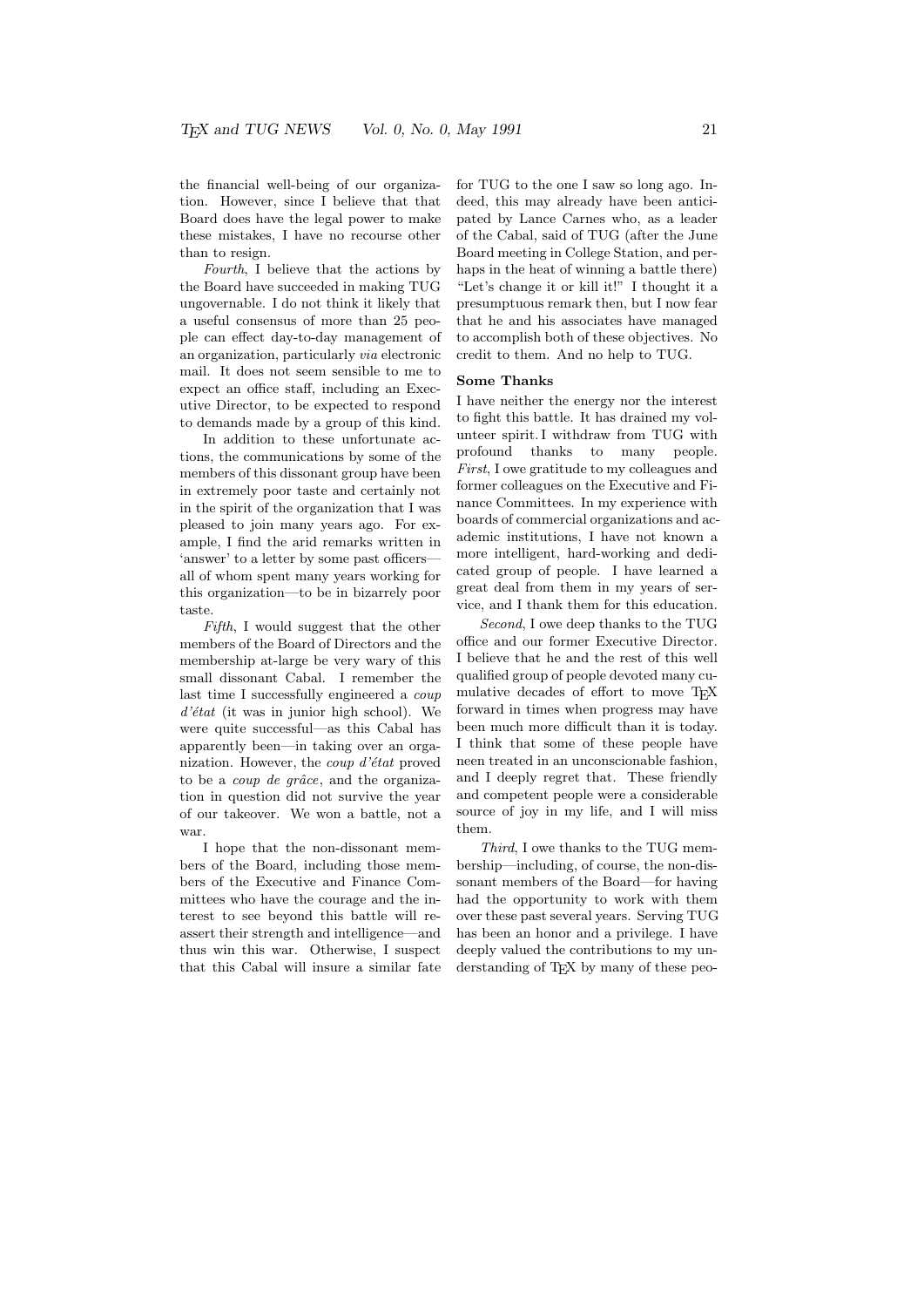the financial well-being of our organization. However, since I believe that that Board does have the legal power to make these mistakes, I have no recourse other than to resign.

*Fourth*, I believe that the actions by the Board have succeeded in making TUG ungovernable. I do not think it likely that a useful consensus of more than 25 people can effect day-to-day management of an organization, particularly *via* electronic mail. It does not seem sensible to me to expect an office staff, including an Executive Director, to be expected to respond to demands made by a group of this kind.

In addition to these unfortunate actions, the communications by some of the members of this dissonant group have been in extremely poor taste and certainly not in the spirit of the organization that I was pleased to join many years ago. For example, I find the arid remarks written in 'answer' to a letter by some past officers—all of whom spent many years working for this organization—to be in bizarrely poor taste.

*Fifth*, I would suggest that the other members of the Board of Directors and the membership at-large be very wary of this small dissonant Cabal. I remember the last time I successfully engineered a *coup d'état* (it was in junior high school). We were quite successful—as this Cabal has apparently been—in taking over an organization. However, the *coup d'état* proved to be a *coup de grâce*, and the organization in question did not survive the year of our takeover. We won a battle, not a war.

I hope that the non-dissonant members of the Board, including those members of the Executive and Finance Committees who have the courage and the interest to see beyond this battle will reassert their strength and intelligence—and thus win this war. Otherwise, I suspect that this Cabal will insure a similar fate for TUG to the one I saw so long ago. Indeed, this may already have been anticipated by Lance Carnes who, as a leader of the Cabal, said of TUG (after the June Board meeting in College Station, and perhaps in the heat of winning a battle there) "Let's change it or kill it!" I thought it a presumptuous remark then, but I now fear that he and his associates have managed to accomplish both of these objectives. No credit to them. And no help to TUG.

### Some Thanks

I have neither the energy nor the interest to fight this battle. It has drained my volunteer spirit. I withdraw from TUG with profound thanks to many people. *First*, I owe gratitude to my colleagues and former colleagues on the Executive and Finance Committees. In my experience with boards of commercial organizations and academic institutions, I have not known a more intelligent, hard-working and dedicated group of people. I have learned a great deal from them in my years of service, and I thank them for this education.

*Second*, I owe deep thanks to the TUG office and our former Executive Director. I believe that he and the rest of this well qualified group of people devoted many cumulative decades of effort to move TEX forward in times when progress may have been much more difficult than it is today. I think that some of these people have neen treated in an unconscionable fashion, and I deeply regret that. These friendly and competent people were a considerable source of joy in my life, and I will miss them.

*Third*, I owe thanks to the TUG membership—including, of course, the non-dissonant members of the Board—for having had the opportunity to work with them over these past several years. Serving TUG has been an honor and a privilege. I have deeply valued the contributions to my understanding of TEX by many of these peo-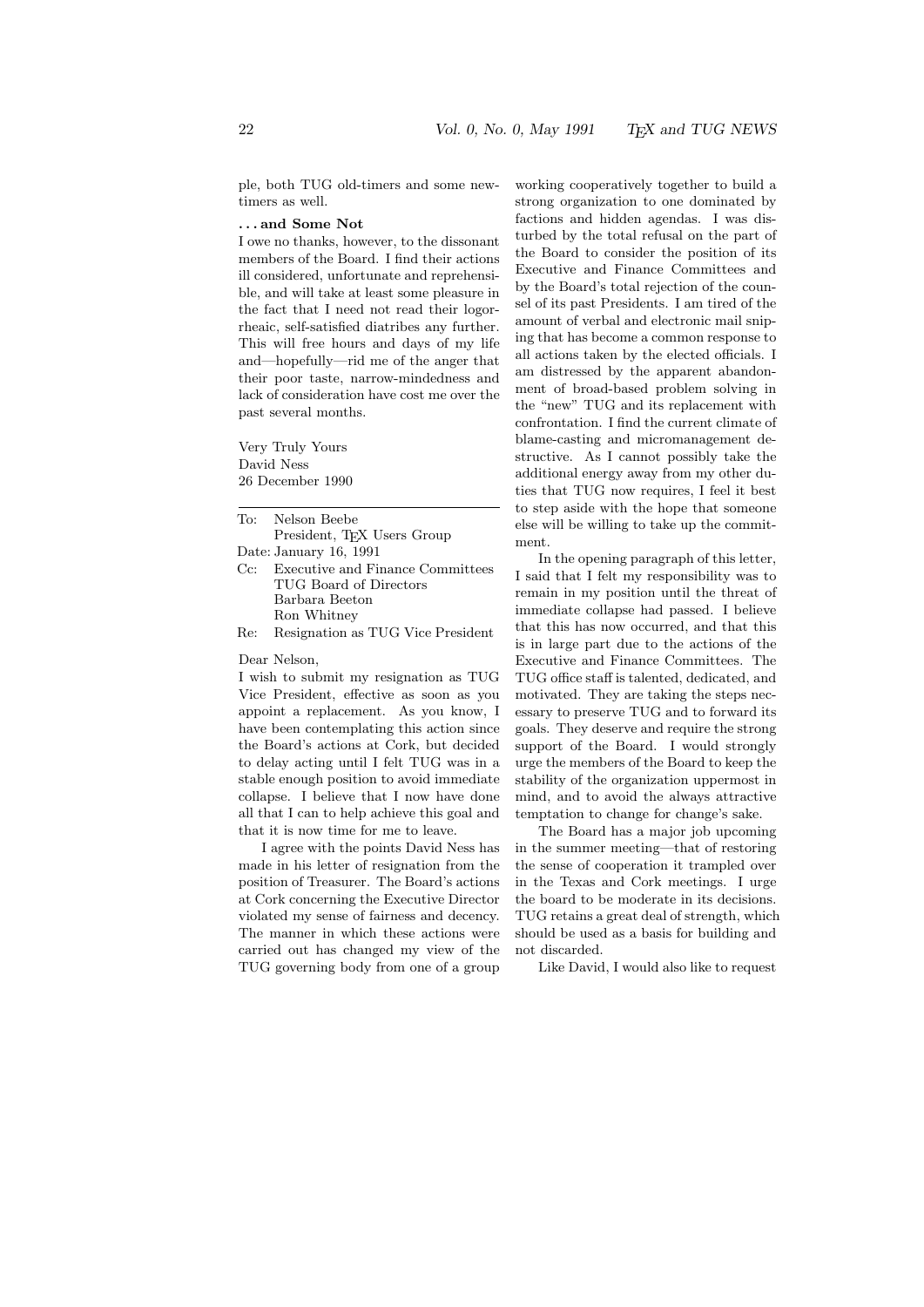ple, both TUG old-timers and some new-timers as well.

**. . . and Some Not**

I owe no thanks, however, to the dissonant members of the Board. I find their actions ill considered, unfortunate and reprehensible, and will take at least some pleasure in the fact that I need not read their logorrheaic, self-satisfied diatribes any further. This will free hours and days of my life and—hopefully—rid me of the anger that their poor taste, narrow-mindedness and lack of consideration have cost me over the past several months.

Very Truly Yours
David Ness
26 December 1990

---

To: Nelson Beebe
President, TeX Users Group
Date: January 16, 1991
Cc: Executive and Finance Committees
TUG Board of Directors
Barbara Beeton
Ron Whitney
Re: Resignation as TUG Vice President

Dear Nelson,

I wish to submit my resignation as TUG Vice President, effective as soon as you appoint a replacement. As you know, I have been contemplating this action since the Board's actions at Cork, but decided to delay acting until I felt TUG was in a stable enough position to avoid immediate collapse. I believe that I now have done all that I can to help achieve this goal and that it is now time for me to leave.

I agree with the points David Ness has made in his letter of resignation from the position of Treasurer. The Board's actions at Cork concerning the Executive Director violated my sense of fairness and decency. The manner in which these actions were carried out has changed my view of the TUG governing body from one of a group working cooperatively together to build a strong organization to one dominated by factions and hidden agendas. I was disturbed by the total refusal on the part of the Board to consider the position of its Executive and Finance Committees and by the Board's total rejection of the counsel of its past Presidents. I am tired of the amount of verbal and electronic mail sniping that has become a common response to all actions taken by the elected officials. I am distressed by the apparent abandonment of broad-based problem solving in the "new" TUG and its replacement with confrontation. I find the current climate of blame-casting and micromanagement destructive. As I cannot possibly take the additional energy away from my other duties that TUG now requires, I feel it best to step aside with the hope that someone else will be willing to take up the commitment.

In the opening paragraph of this letter, I said that I felt my responsibility was to remain in my position until the threat of immediate collapse had passed. I believe that this has now occurred, and that this is in large part due to the actions of the Executive and Finance Committees. The TUG office staff is talented, dedicated, and motivated. They are taking the steps necessary to preserve TUG and to forward its goals. They deserve and require the strong support of the Board. I would strongly urge the members of the Board to keep the stability of the organization uppermost in mind, and to avoid the always attractive temptation to change for change's sake.

The Board has a major job upcoming in the summer meeting—that of restoring the sense of cooperation it trampled over in the Texas and Cork meetings. I urge the board to be moderate in its decisions. TUG retains a great deal of strength, which should be used as a basis for building and not discarded.

Like David, I would also like to request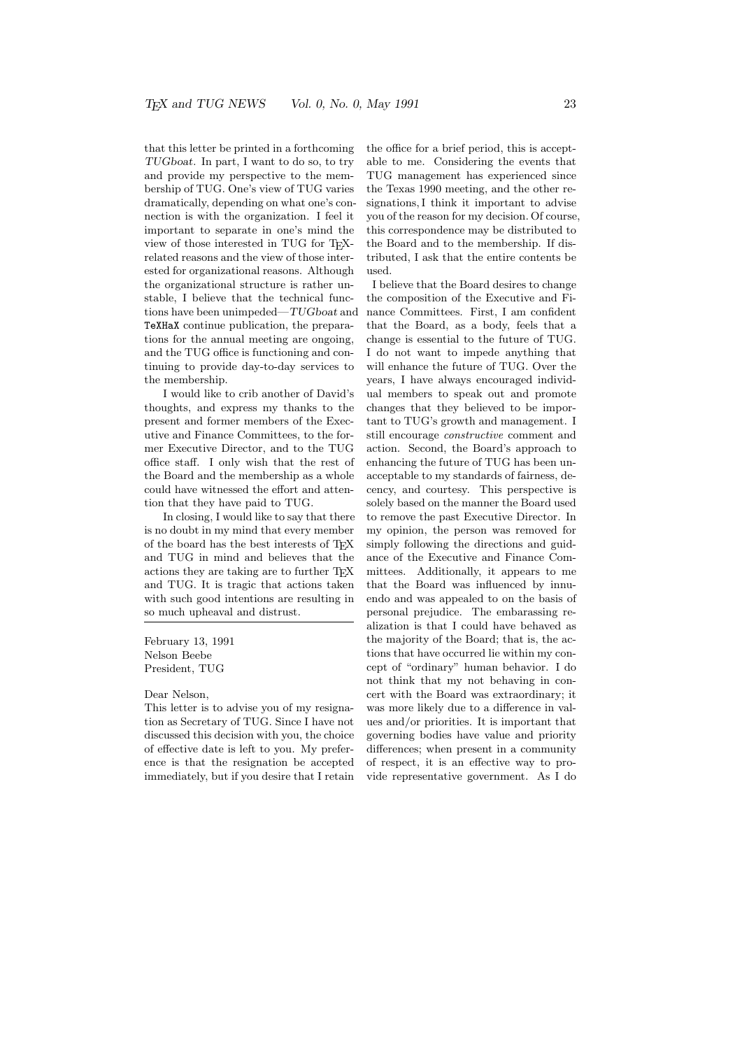that this letter be printed in a forthcoming *TUGboat*. In part, I want to do so, to try and provide my perspective to the membership of TUG. One's view of TUG varies dramatically, depending on what one's connection is with the organization. I feel it important to separate in one's mind the view of those interested in TUG for TeX-related reasons and the view of those interested for organizational reasons. Although the organizational structure is rather unstable, I believe that the technical functions have been unimpeded—*TUGboat* and `TeXHaX` continue publication, the preparations for the annual meeting are ongoing, and the TUG office is functioning and continuing to provide day-to-day services to the membership.

I would like to crib another of David's thoughts, and express my thanks to the present and former members of the Executive and Finance Committees, to the former Executive Director, and to the TUG office staff. I only wish that the rest of the Board and the membership as a whole could have witnessed the effort and attention that they have paid to TUG.

In closing, I would like to say that there is no doubt in my mind that every member of the board has the best interests of TeX and TUG in mind and believes that the actions they are taking are to further TeX and TUG. It is tragic that actions taken with such good intentions are resulting in so much upheaval and distrust.

---

February 13, 1991
Nelson Beebe
President, TUG

Dear Nelson,

This letter is to advise you of my resignation as Secretary of TUG. Since I have not discussed this decision with you, the choice of effective date is left to you. My preference is that the resignation be accepted immediately, but if you desire that I retain the office for a brief period, this is acceptable to me. Considering the events that TUG management has experienced since the Texas 1990 meeting, and the other resignations, I think it important to advise you of the reason for my decision. Of course, this correspondence may be distributed to the Board and to the membership. If distributed, I ask that the entire contents be used.

I believe that the Board desires to change the composition of the Executive and Finance Committees. First, I am confident that the Board, as a body, feels that a change is essential to the future of TUG. I do not want to impede anything that will enhance the future of TUG. Over the years, I have always encouraged individual members to speak out and promote changes that they believed to be important to TUG's growth and management. I still encourage *constructive* comment and action. Second, the Board's approach to enhancing the future of TUG has been unacceptable to my standards of fairness, decency, and courtesy. This perspective is solely based on the manner the Board used to remove the past Executive Director. In my opinion, the person was removed for simply following the directions and guidance of the Executive and Finance Committees. Additionally, it appears to me that the Board was influenced by innuendo and was appealed to on the basis of personal prejudice. The embarassing realization is that I could have behaved as the majority of the Board; that is, the actions that have occurred lie within my concept of "ordinary" human behavior. I do not think that my not behaving in concert with the Board was extraordinary; it was more likely due to a difference in values and/or priorities. It is important that governing bodies have value and priority differences; when present in a community of respect, it is an effective way to provide representative government. As I do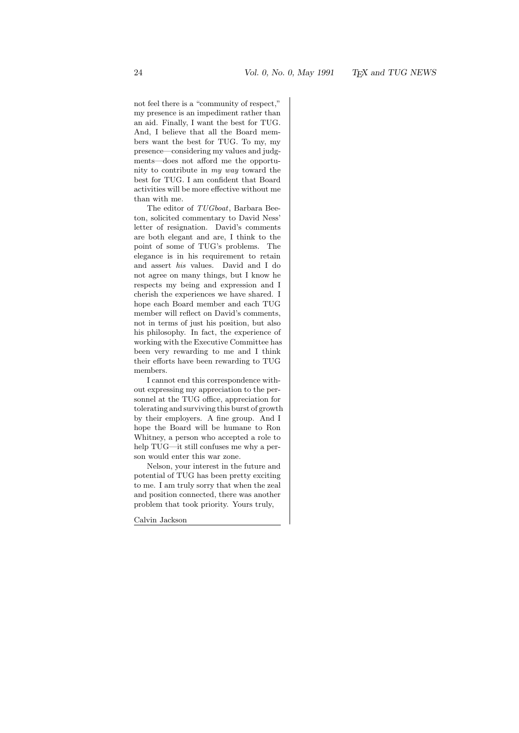not feel there is a "community of respect," my presence is an impediment rather than an aid. Finally, I want the best for TUG. And, I believe that all the Board members want the best for TUG. To my, my presence—considering my values and judgments—does not afford me the opportunity to contribute in *my way* toward the best for TUG. I am confident that Board activities will be more effective without me than with me.

The editor of *TUGboat*, Barbara Beeton, solicited commentary to David Ness' letter of resignation. David's comments are both elegant and are, I think to the point of some of TUG's problems. The elegance is in his requirement to retain and assert *his* values. David and I do not agree on many things, but I know he respects my being and expression and I cherish the experiences we have shared. I hope each Board member and each TUG member will reflect on David's comments, not in terms of just his position, but also his philosophy. In fact, the experience of working with the Executive Committee has been very rewarding to me and I think their efforts have been rewarding to TUG members.

I cannot end this correspondence without expressing my appreciation to the personnel at the TUG office, appreciation for tolerating and surviving this burst of growth by their employers. A fine group. And I hope the Board will be humane to Ron Whitney, a person who accepted a role to help TUG—it still confuses me why a person would enter this war zone.

Nelson, your interest in the future and potential of TUG has been pretty exciting to me. I am truly sorry that when the zeal and position connected, there was another problem that took priority. Yours truly,

Calvin Jackson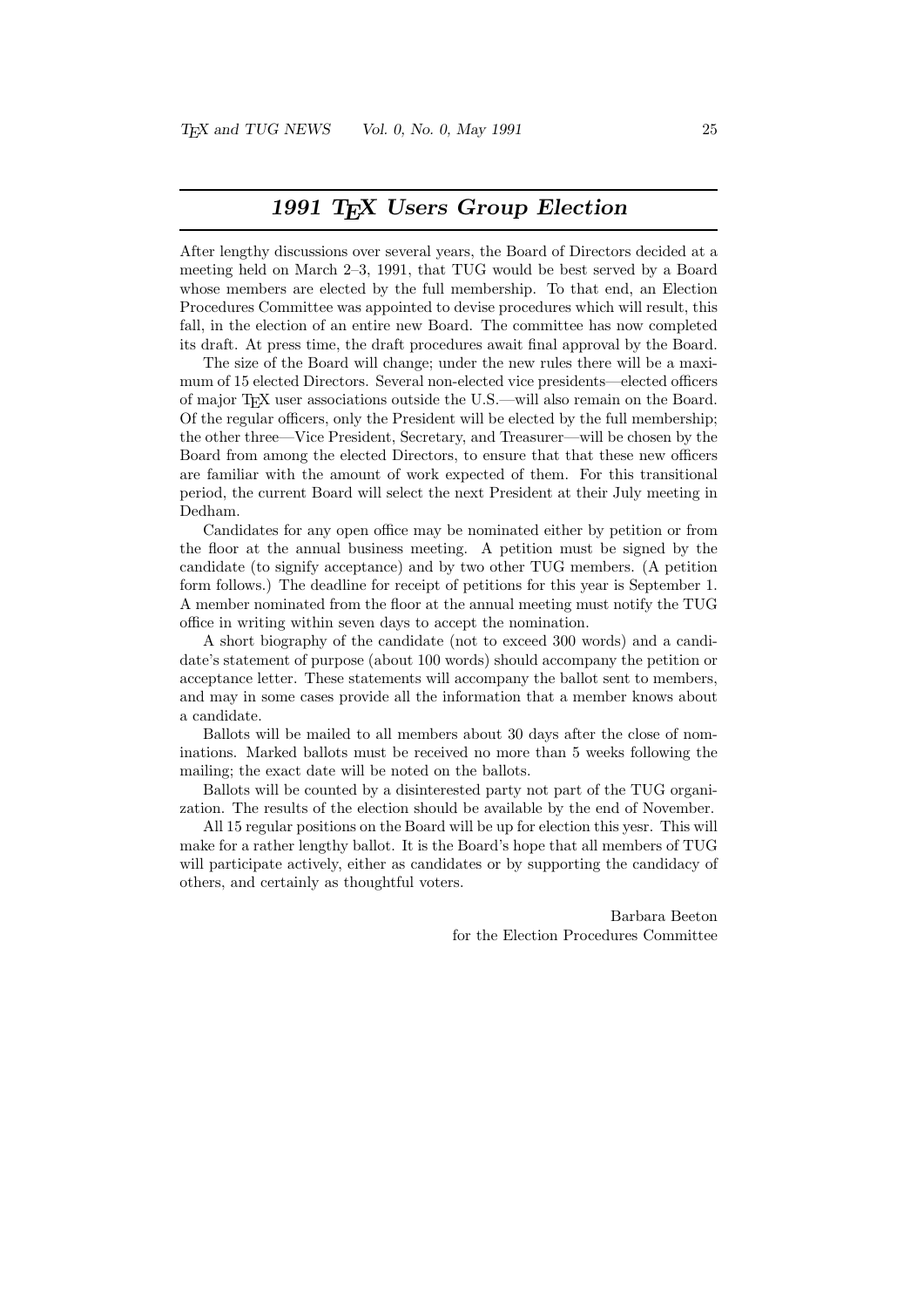# *1991 TEX Users Group Election*

After lengthy discussions over several years, the Board of Directors decided at a meeting held on March 2–3, 1991, that TUG would be best served by a Board whose members are elected by the full membership. To that end, an Election Procedures Committee was appointed to devise procedures which will result, this fall, in the election of an entire new Board. The committee has now completed its draft. At press time, the draft procedures await final approval by the Board.

The size of the Board will change; under the new rules there will be a maximum of 15 elected Directors. Several non-elected vice presidents—elected officers of major TEX user associations outside the U.S.—will also remain on the Board. Of the regular officers, only the President will be elected by the full membership; the other three—Vice President, Secretary, and Treasurer—will be chosen by the Board from among the elected Directors, to ensure that that these new officers are familiar with the amount of work expected of them. For this transitional period, the current Board will select the next President at their July meeting in Dedham.

Candidates for any open office may be nominated either by petition or from the floor at the annual business meeting. A petition must be signed by the candidate (to signify acceptance) and by two other TUG members. (A petition form follows.) The deadline for receipt of petitions for this year is September 1. A member nominated from the floor at the annual meeting must notify the TUG office in writing within seven days to accept the nomination.

A short biography of the candidate (not to exceed 300 words) and a candidate's statement of purpose (about 100 words) should accompany the petition or acceptance letter. These statements will accompany the ballot sent to members, and may in some cases provide all the information that a member knows about a candidate.

Ballots will be mailed to all members about 30 days after the close of nominations. Marked ballots must be received no more than 5 weeks following the mailing; the exact date will be noted on the ballots.

Ballots will be counted by a disinterested party not part of the TUG organization. The results of the election should be available by the end of November.

All 15 regular positions on the Board will be up for election this yesr. This will make for a rather lengthy ballot. It is the Board's hope that all members of TUG will participate actively, either as candidates or by supporting the candidacy of others, and certainly as thoughtful voters.

Barbara Beeton
for the Election Procedures Committee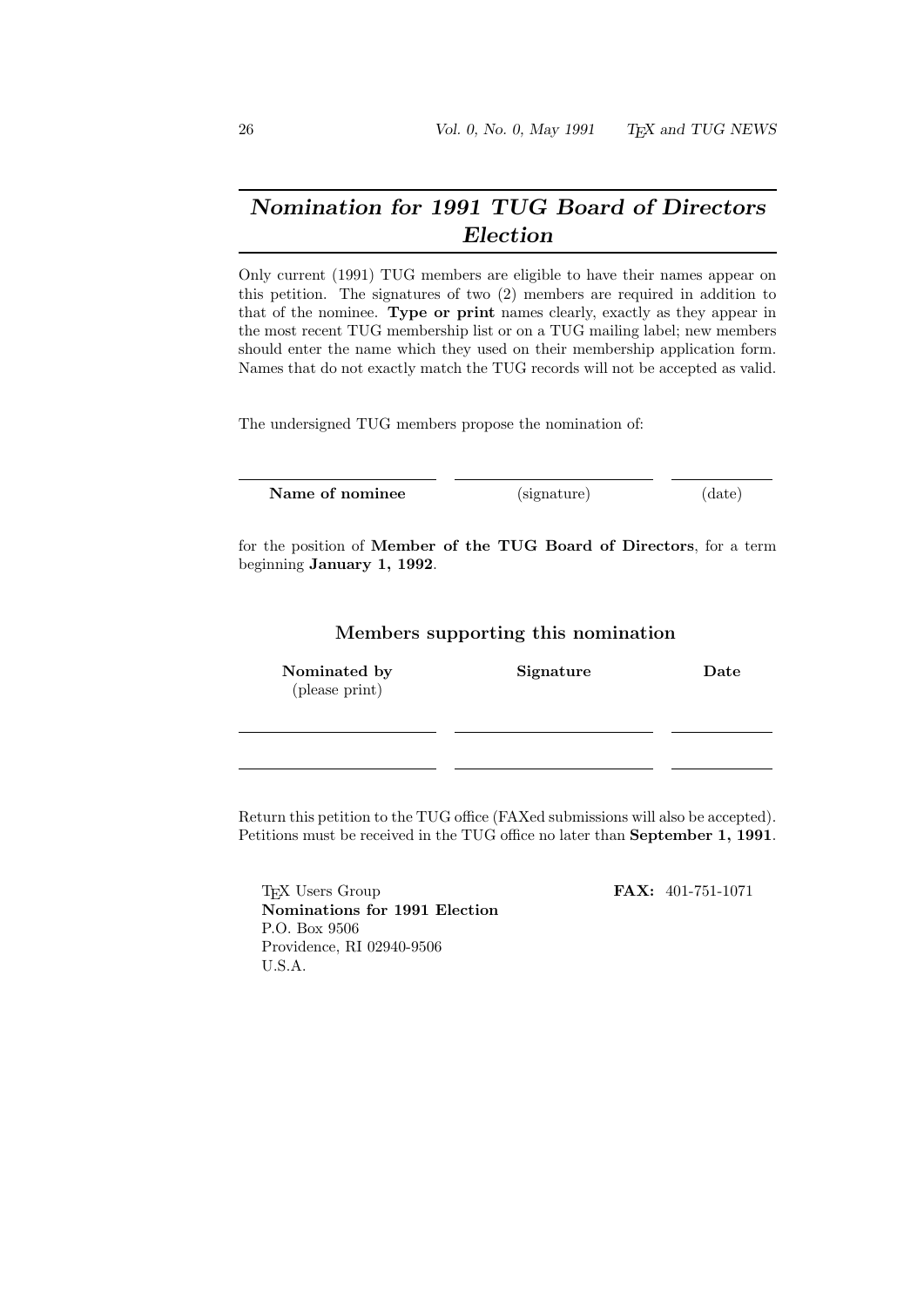# ***Nomination for 1991 TUG Board of Directors Election***

Only current (1991) TUG members are eligible to have their names appear on this petition. The signatures of two (2) members are required in addition to that of the nominee. **Type or print** names clearly, exactly as they appear in the most recent TUG membership list or on a TUG mailing label; new members should enter the name which they used on their membership application form. Names that do not exactly match the TUG records will not be accepted as valid.

The undersigned TUG members propose the nomination of:

| ______________________ | ______________________ | ___________ |
|---|---|---|
| **Name of nominee** | (signature) | (date) |

for the position of **Member of the TUG Board of Directors**, for a term beginning **January 1, 1992**.

### Members supporting this nomination

| **Nominated by** (please print) | **Signature** | **Date** |
|---|---|---|
| ______________________ | ______________________ | ___________ |
| ______________________ | ______________________ | ___________ |

Return this petition to the TUG office (FAXed submissions will also be accepted). Petitions must be received in the TUG office no later than **September 1, 1991**.

TEX Users Group
**Nominations for 1991 Election**
P.O. Box 9506
Providence, RI 02940-9506
U.S.A.

**FAX:** 401-751-1071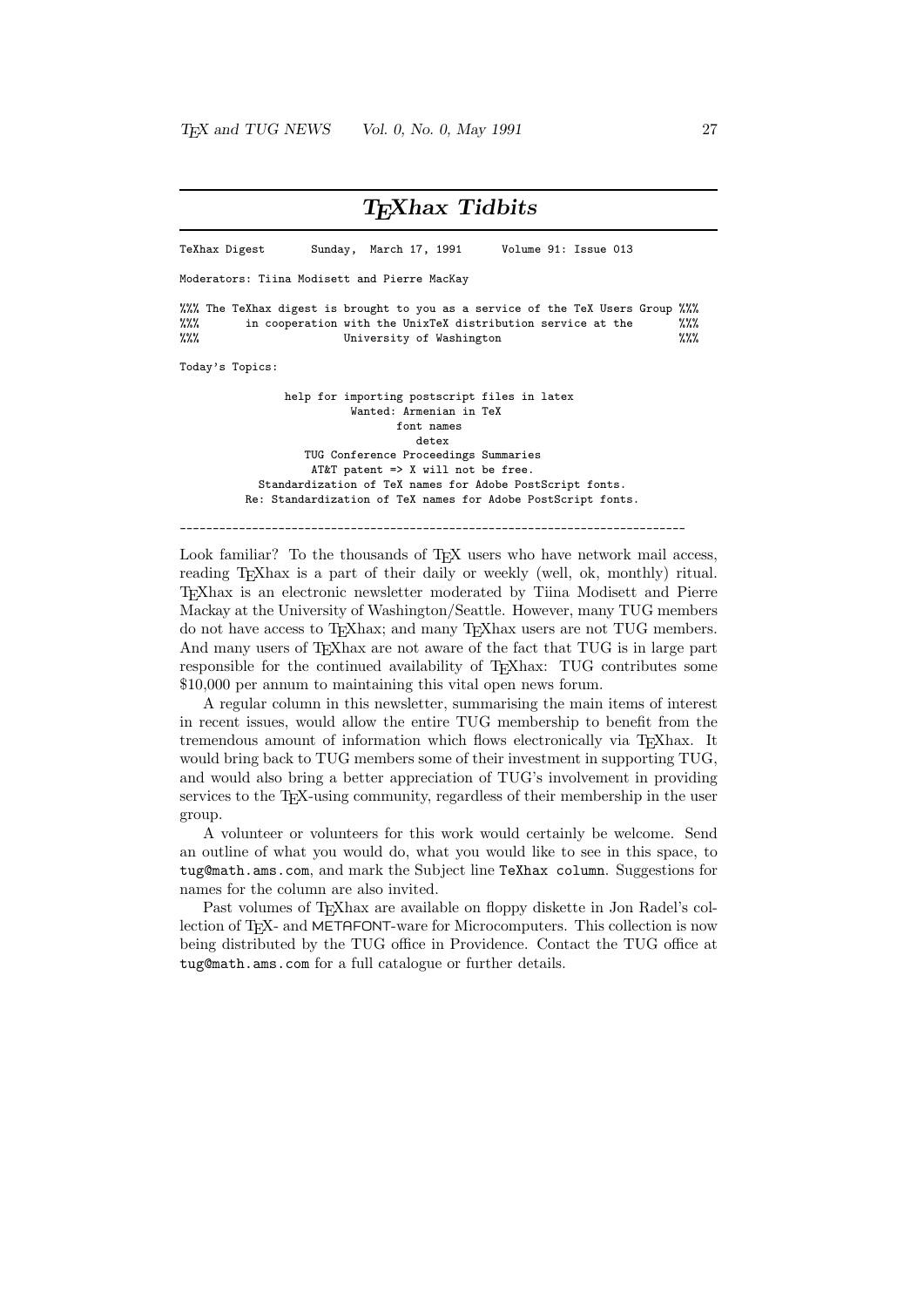## TEXhax Tidbits

```
TeXhax Digest       Sunday,  March 17, 1991      Volume 91: Issue 013

Moderators: Tiina Modisett and Pierre MacKay

%%% The TeXhax digest is brought to you as a service of the TeX Users Group %%%
%%%       in cooperation with the UnixTeX distribution service at the       %%%
%%%                        University of Washington                          %%%

Today's Topics:

              help for importing postscript files in latex
                        Wanted: Armenian in TeX
                               font names
                                 detex
                  TUG Conference Proceedings Summaries
                   AT&T patent => X will not be free.
          Standardization of TeX names for Adobe PostScript fonts.
         Re: Standardization of TeX names for Adobe PostScript fonts.

----------------------------------------------------------------------------
```

Look familiar? To the thousands of TEX users who have network mail access, reading TEXhax is a part of their daily or weekly (well, ok, monthly) ritual. TEXhax is an electronic newsletter moderated by Tiina Modisett and Pierre Mackay at the University of Washington/Seattle. However, many TUG members do not have access to TEXhax; and many TEXhax users are not TUG members. And many users of TEXhax are not aware of the fact that TUG is in large part responsible for the continued availability of TEXhax: TUG contributes some $10,000 per annum to maintaining this vital open news forum.

A regular column in this newsletter, summarising the main items of interest in recent issues, would allow the entire TUG membership to benefit from the tremendous amount of information which flows electronically via TEXhax. It would bring back to TUG members some of their investment in supporting TUG, and would also bring a better appreciation of TUG's involvement in providing services to the TEX-using community, regardless of their membership in the user group.

A volunteer or volunteers for this work would certainly be welcome. Send an outline of what you would do, what you would like to see in this space, to `tug@math.ams.com`, and mark the Subject line `TeXhax column`. Suggestions for names for the column are also invited.

Past volumes of TEXhax are available on floppy diskette in Jon Radel's collection of TEX- and METAFONT-ware for Microcomputers. This collection is now being distributed by the TUG office in Providence. Contact the TUG office at `tug@math.ams.com` for a full catalogue or further details.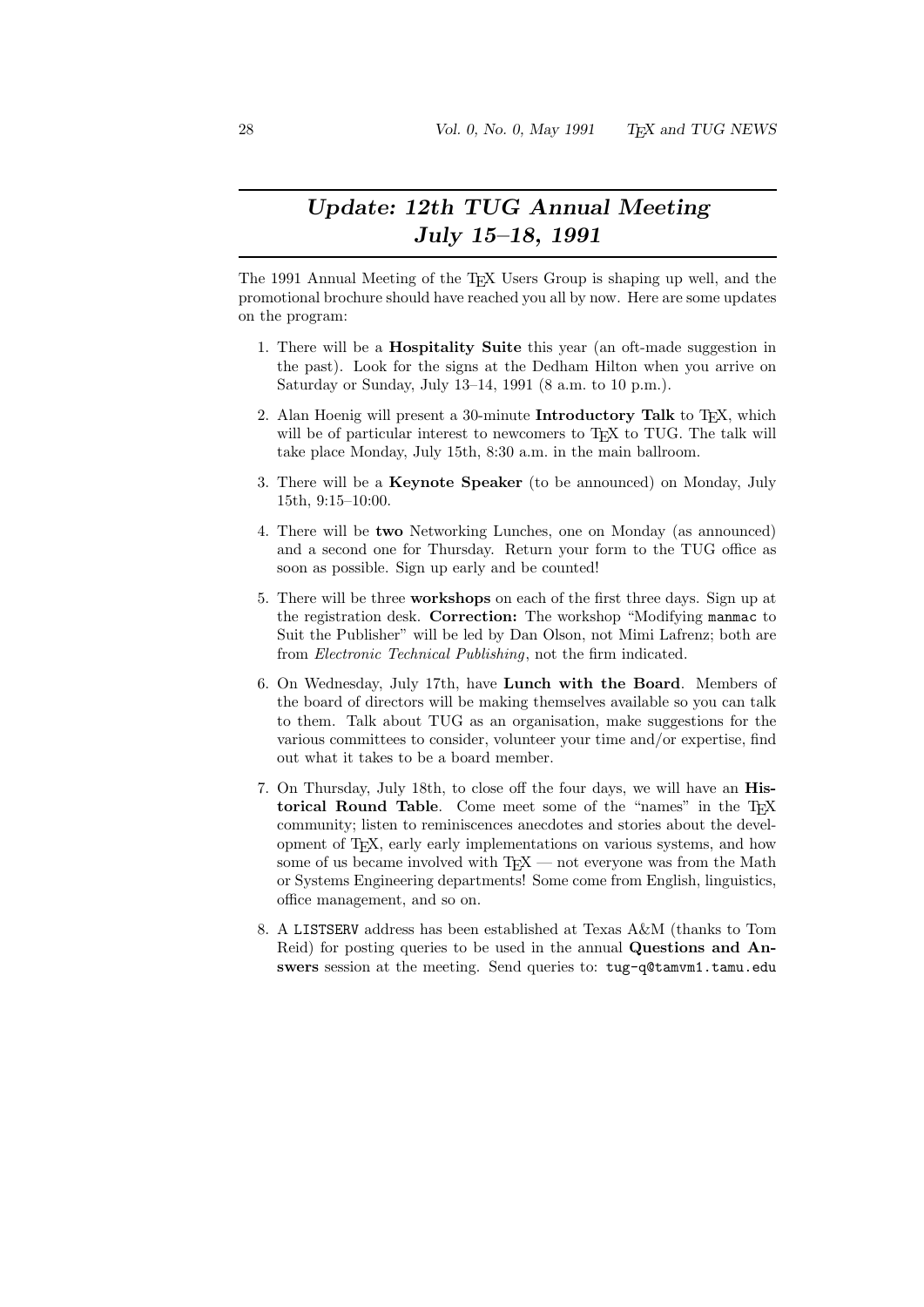# *Update: 12th TUG Annual Meeting July 15–18, 1991*

The 1991 Annual Meeting of the TEX Users Group is shaping up well, and the promotional brochure should have reached you all by now. Here are some updates on the program:

1. There will be a **Hospitality Suite** this year (an oft-made suggestion in the past). Look for the signs at the Dedham Hilton when you arrive on Saturday or Sunday, July 13–14, 1991 (8 a.m. to 10 p.m.).

2. Alan Hoenig will present a 30-minute **Introductory Talk** to TEX, which will be of particular interest to newcomers to TEX to TUG. The talk will take place Monday, July 15th, 8:30 a.m. in the main ballroom.

3. There will be a **Keynote Speaker** (to be announced) on Monday, July 15th, 9:15–10:00.

4. There will be **two** Networking Lunches, one on Monday (as announced) and a second one for Thursday. Return your form to the TUG office as soon as possible. Sign up early and be counted!

5. There will be three **workshops** on each of the first three days. Sign up at the registration desk. **Correction:** The workshop "Modifying `manmac` to Suit the Publisher" will be led by Dan Olson, not Mimi Lafrenz; both are from *Electronic Technical Publishing*, not the firm indicated.

6. On Wednesday, July 17th, have **Lunch with the Board**. Members of the board of directors will be making themselves available so you can talk to them. Talk about TUG as an organisation, make suggestions for the various committees to consider, volunteer your time and/or expertise, find out what it takes to be a board member.

7. On Thursday, July 18th, to close off the four days, we will have an **Historical Round Table**. Come meet some of the "names" in the TEX community; listen to reminiscences anecdotes and stories about the development of TEX, early early implementations on various systems, and how some of us became involved with TEX — not everyone was from the Math or Systems Engineering departments! Some come from English, linguistics, office management, and so on.

8. A `LISTSERV` address has been established at Texas A&M (thanks to Tom Reid) for posting queries to be used in the annual **Questions and Answers** session at the meeting. Send queries to: `tug-q@tamvm1.tamu.edu`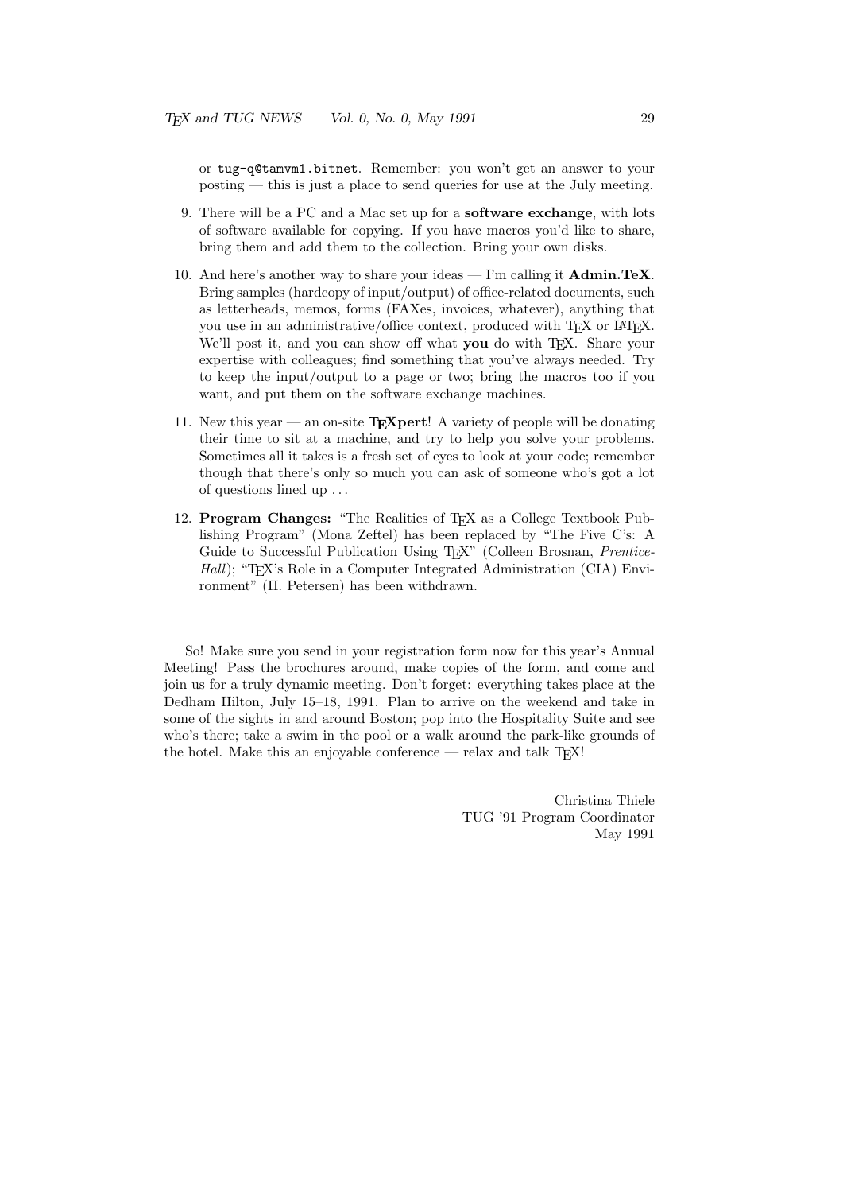or `tug-q@tamvm1.bitnet`. Remember: you won't get an answer to your posting — this is just a place to send queries for use at the July meeting.

9. There will be a PC and a Mac set up for a **software exchange**, with lots of software available for copying. If you have macros you'd like to share, bring them and add them to the collection. Bring your own disks.

10. And here's another way to share your ideas — I'm calling it **Admin.TeX**. Bring samples (hardcopy of input/output) of office-related documents, such as letterheads, memos, forms (FAXes, invoices, whatever), anything that you use in an administrative/office context, produced with TeX or LaTeX. We'll post it, and you can show off what **you** do with TeX. Share your expertise with colleagues; find something that you've always needed. Try to keep the input/output to a page or two; bring the macros too if you want, and put them on the software exchange machines.

11. New this year — an on-site **TeXpert**! A variety of people will be donating their time to sit at a machine, and try to help you solve your problems. Sometimes all it takes is a fresh set of eyes to look at your code; remember though that there's only so much you can ask of someone who's got a lot of questions lined up ...

12. **Program Changes:** "The Realities of TeX as a College Textbook Publishing Program" (Mona Zeftel) has been replaced by "The Five C's: A Guide to Successful Publication Using TeX" (Colleen Brosnan, *Prentice-Hall*); "TeX's Role in a Computer Integrated Administration (CIA) Environment" (H. Petersen) has been withdrawn.

So! Make sure you send in your registration form now for this year's Annual Meeting! Pass the brochures around, make copies of the form, and come and join us for a truly dynamic meeting. Don't forget: everything takes place at the Dedham Hilton, July 15–18, 1991. Plan to arrive on the weekend and take in some of the sights in and around Boston; pop into the Hospitality Suite and see who's there; take a swim in the pool or a walk around the park-like grounds of the hotel. Make this an enjoyable conference — relax and talk TeX!

Christina Thiele
TUG '91 Program Coordinator
May 1991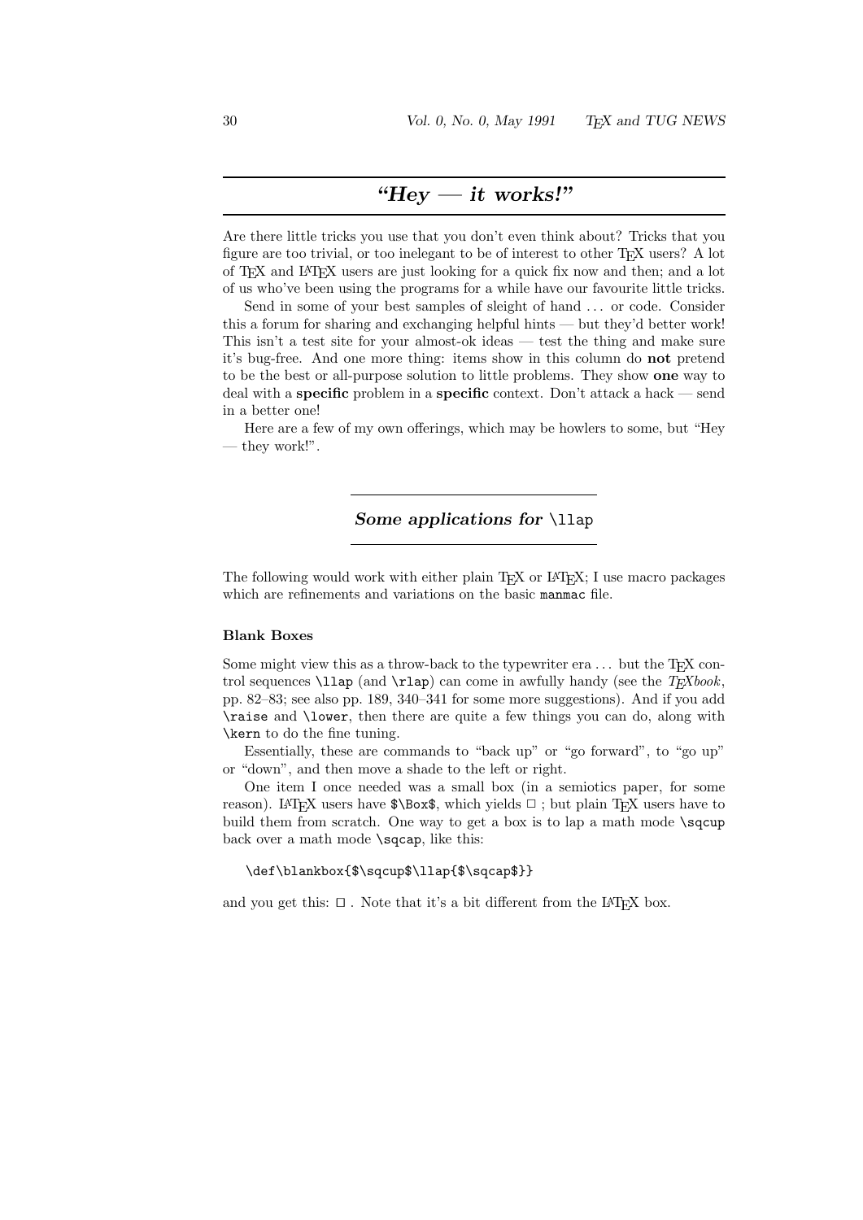## *"Hey — it works!"*

Are there little tricks you use that you don't even think about? Tricks that you figure are too trivial, or too inelegant to be of interest to other TEX users? A lot of TEX and LATEX users are just looking for a quick fix now and then; and a lot of us who've been using the programs for a while have our favourite little tricks.

Send in some of your best samples of sleight of hand ... or code. Consider this a forum for sharing and exchanging helpful hints — but they'd better work! This isn't a test site for your almost-ok ideas — test the thing and make sure it's bug-free. And one more thing: items show in this column do **not** pretend to be the best or all-purpose solution to little problems. They show **one** way to deal with a **specific** problem in a **specific** context. Don't attack a hack — send in a better one!

Here are a few of my own offerings, which may be howlers to some, but "Hey — they work!".

### *Some applications for* `\llap`

The following would work with either plain TEX or LATEX; I use macro packages which are refinements and variations on the basic `manmac` file.

#### Blank Boxes

Some might view this as a throw-back to the typewriter era ... but the TEX control sequences `\llap` (and `\rlap`) can come in awfully handy (see the *TEXbook*, pp. 82–83; see also pp. 189, 340–341 for some more suggestions). And if you add `\raise` and `\lower`, then there are quite a few things you can do, along with `\kern` to do the fine tuning.

Essentially, these are commands to "back up" or "go forward", to "go up" or "down", and then move a shade to the left or right.

One item I once needed was a small box (in a semiotics paper, for some reason). LATEX users have `$\Box$`, which yields □ ; but plain TEX users have to build them from scratch. One way to get a box is to lap a math mode `\sqcup` back over a math mode `\sqcap`, like this:

```
\def\blankbox{$\sqcup$\llap{$\sqcap$}}
```

and you get this: □ . Note that it's a bit different from the LATEX box.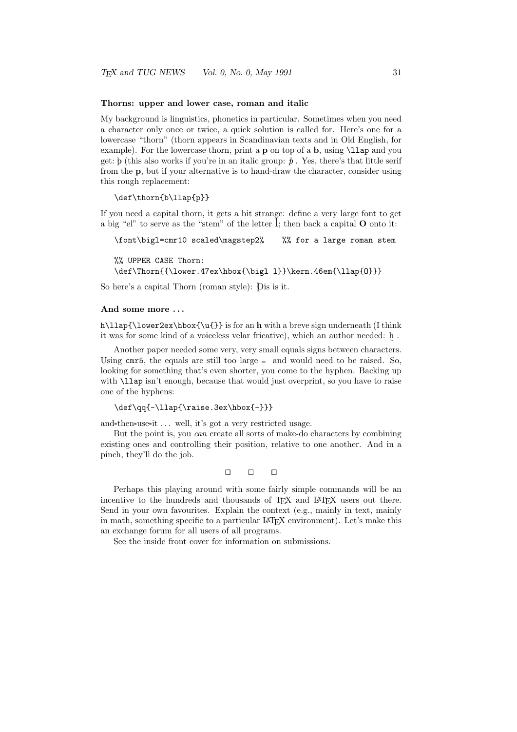### Thorns: upper and lower case, roman and italic

My background is linguistics, phonetics in particular. Sometimes when you need a character only once or twice, a quick solution is called for. Here's one for a lowercase "thorn" (thorn appears in Scandinavian texts and in Old English, for example). For the lowercase thorn, print a **p** on top of a **b**, using `\llap` and you get: þ (this also works if you're in an italic group: *þ* . Yes, there's that little serif from the **p**, but if your alternative is to hand-draw the character, consider using this rough replacement:

```
\def\thorn{b\llap{p}}
```

If you need a capital thorn, it gets a bit strange: define a very large font to get a big "el" to serve as the "stem" of the letter l; then back a capital **O** onto it:

```
\font\bigl=cmr10 scaled\magstep2%    %% for a large roman stem

%% UPPER CASE Thorn:
\def\Thorn{{\lower.47ex\hbox{\bigl l}}\kern.46em{\llap{O}}}
```

So here's a capital Thorn (roman style): Þis is it.

### And some more ...

`h\llap{\lower2ex\hbox{\u{}}` is for an **h** with a breve sign underneath (I think it was for some kind of a voiceless velar fricative), which an author needed: ḫ .

Another paper needed some very, very small equals signs between characters. Using `cmr5`, the equals are still too large = and would need to be raised. So, looking for something that's even shorter, you come to the hyphen. Backing up with `\llap` isn't enough, because that would just overprint, so you have to raise one of the hyphens:

```
\def\qq{-\llap{\raise.3ex\hbox{-}}}
```

and=then=use=it ... well, it's got a very restricted usage.

But the point is, you *can* create all sorts of make-do characters by combining existing ones and controlling their position, relative to one another. And in a pinch, they'll do the job.

□ □ □

Perhaps this playing around with some fairly simple commands will be an incentive to the hundreds and thousands of TEX and LATEX users out there. Send in your own favourites. Explain the context (e.g., mainly in text, mainly in math, something specific to a particular LATEX environment). Let's make this an exchange forum for all users of all programs.

See the inside front cover for information on submissions.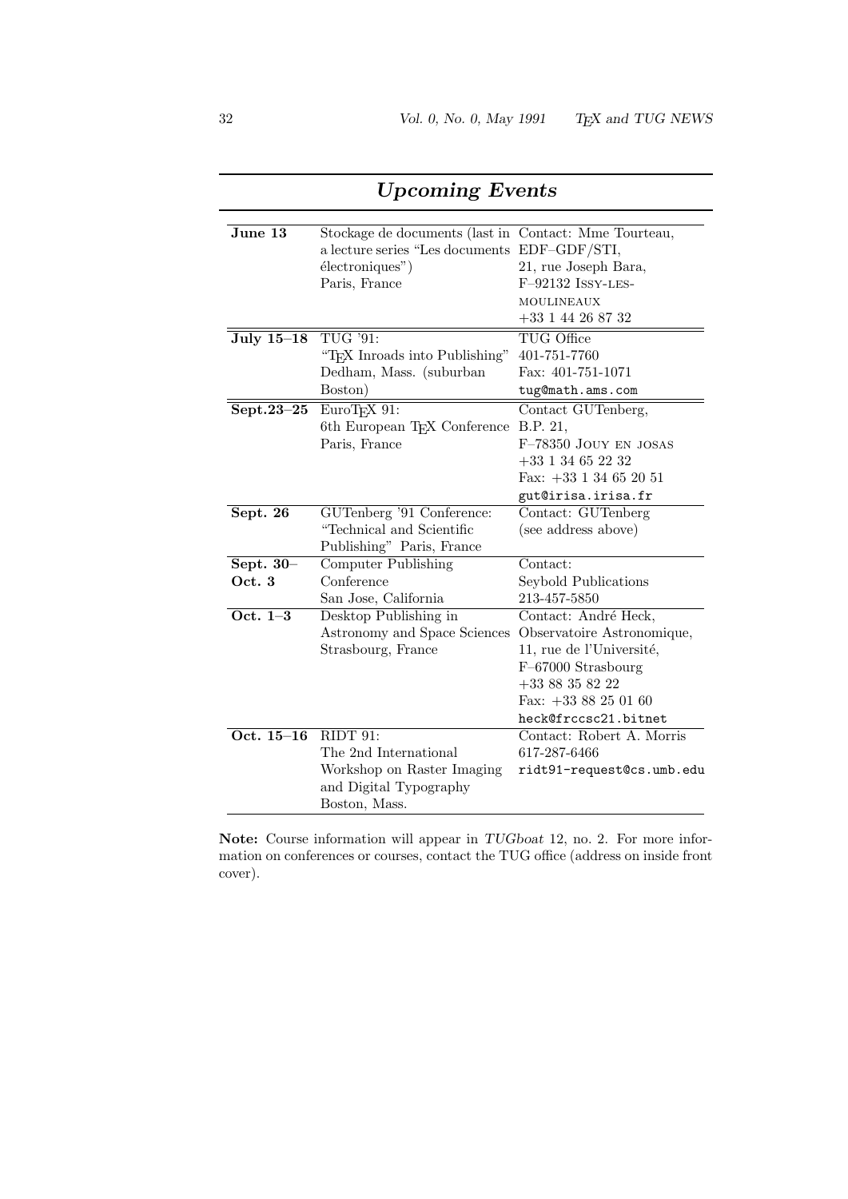## *Upcoming Events*

| | | |
|---|---|---|
| **June 13** | Stockage de documents (last in a lecture series "Les documents électroniques") Paris, France | Contact: Mme Tourteau, EDF–GDF/STI, 21, rue Joseph Bara, F–92132 ISSY-LES-MOULINEAUX +33 1 44 26 87 32 |
| **July 15–18** | TUG '91: "TeX Inroads into Publishing" Dedham, Mass. (suburban Boston) | TUG Office 401-751-7760 Fax: 401-751-1071 `tug@math.ams.com` |
| **Sept.23–25** | EuroTeX 91: 6th European TeX Conference Paris, France | Contact GUTenberg, B.P. 21, F–78350 JOUY EN JOSAS +33 1 34 65 22 32 Fax: +33 1 34 65 20 51 `gut@irisa.irisa.fr` |
| **Sept. 26** | GUTenberg '91 Conference: "Technical and Scientific Publishing" Paris, France | Contact: GUTenberg (see address above) |
| **Sept. 30–Oct. 3** | Computer Publishing Conference San Jose, California | Contact: Seybold Publications 213-457-5850 |
| **Oct. 1–3** | Desktop Publishing in Astronomy and Space Sciences Strasbourg, France | Contact: André Heck, Observatoire Astronomique, 11, rue de l'Université, F–67000 Strasbourg +33 88 35 82 22 Fax: +33 88 25 01 60 `heck@frccsc21.bitnet` |
| **Oct. 15–16** | RIDT 91: The 2nd International Workshop on Raster Imaging and Digital Typography Boston, Mass. | Contact: Robert A. Morris 617-287-6466 `ridt91-request@cs.umb.edu` |

**Note:** Course information will appear in *TUGboat* 12, no. 2. For more information on conferences or courses, contact the TUG office (address on inside front cover).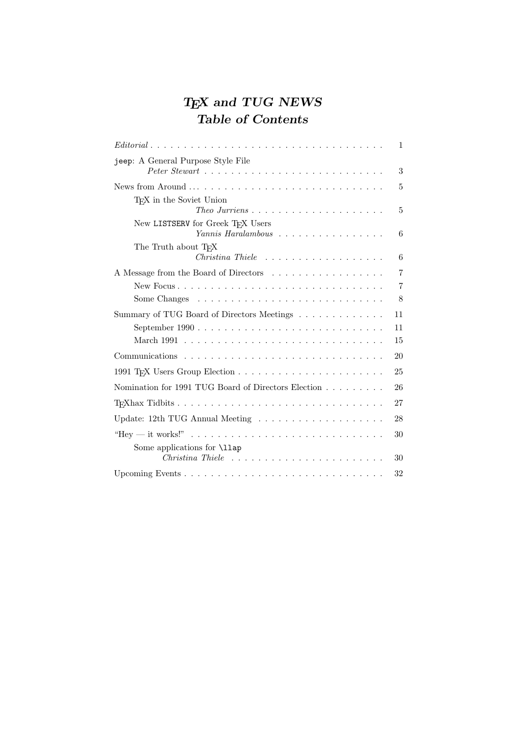# *TEX and TUG NEWS*
# *Table of Contents*

*Editorial* . . . . . . . . . . . . . . . . . . . . . . . . . . . . . . . . . . 1

`jeep`: A General Purpose Style File
*Peter Stewart* . . . . . . . . . . . . . . . . . . . . . . . . . . 3

News from Around . . . . . . . . . . . . . . . . . . . . . . . . . . . . 5

- TEX in the Soviet Union
  *Theo Jurriens* . . . . . . . . . . . . . . . . . . . . 5
- New `LISTSERV` for Greek TEX Users
  *Yannis Haralambous* . . . . . . . . . . . . . . . . 6
- The Truth about TEX
  *Christina Thiele* . . . . . . . . . . . . . . . . . . 6

A Message from the Board of Directors . . . . . . . . . . . . . . . . . 7

- New Focus . . . . . . . . . . . . . . . . . . . . . . . . . . . . . . . 7
- Some Changes . . . . . . . . . . . . . . . . . . . . . . . . . . . 8

Summary of TUG Board of Directors Meetings . . . . . . . . . . . . . 11

- September 1990 . . . . . . . . . . . . . . . . . . . . . . . . . . . 11
- March 1991 . . . . . . . . . . . . . . . . . . . . . . . . . . . . . 15

Communications . . . . . . . . . . . . . . . . . . . . . . . . . . . . . 20

1991 TEX Users Group Election . . . . . . . . . . . . . . . . . . . . . 25

Nomination for 1991 TUG Board of Directors Election . . . . . . . . . 26

TEXhax Tidbits . . . . . . . . . . . . . . . . . . . . . . . . . . . . . 27

Update: 12th TUG Annual Meeting . . . . . . . . . . . . . . . . . . . 28

"Hey — it works!" . . . . . . . . . . . . . . . . . . . . . . . . . . . . 30

- Some applications for `\llap`
  *Christina Thiele* . . . . . . . . . . . . . . . . . . . . . . 30

Upcoming Events . . . . . . . . . . . . . . . . . . . . . . . . . . . . 32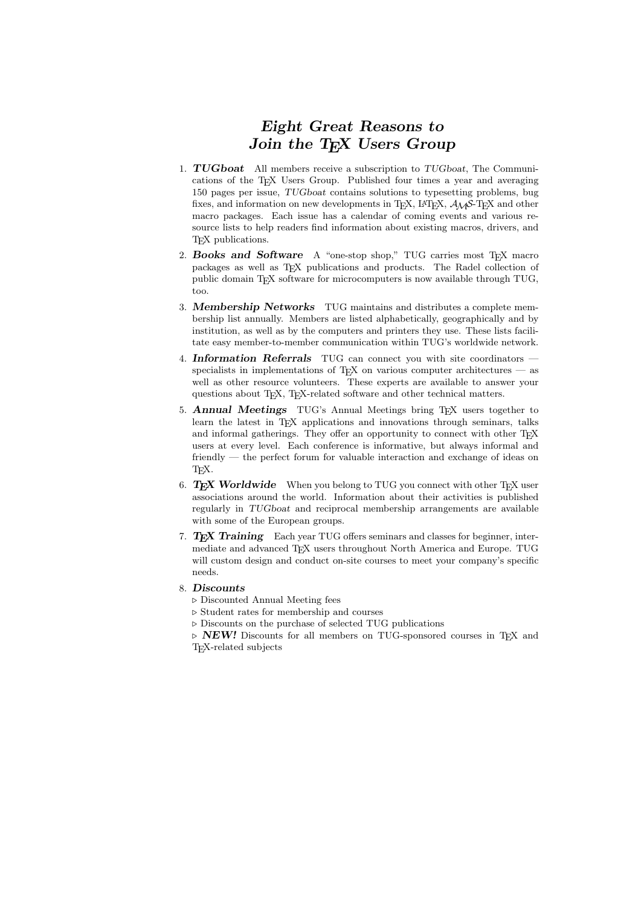# *Eight Great Reasons to Join the TEX Users Group*

1. ***TUGboat*** All members receive a subscription to *TUGboat*, The Communications of the TEX Users Group. Published four times a year and averaging 150 pages per issue, *TUGboat* contains solutions to typesetting problems, bug fixes, and information on new developments in TEX, LATEX, AMS-TEX and other macro packages. Each issue has a calendar of coming events and various resource lists to help readers find information about existing macros, drivers, and TEX publications.

2. ***Books and Software*** A "one-stop shop," TUG carries most TEX macro packages as well as TEX publications and products. The Radel collection of public domain TEX software for microcomputers is now available through TUG, too.

3. ***Membership Networks*** TUG maintains and distributes a complete membership list annually. Members are listed alphabetically, geographically and by institution, as well as by the computers and printers they use. These lists facilitate easy member-to-member communication within TUG's worldwide network.

4. ***Information Referrals*** TUG can connect you with site coordinators — specialists in implementations of TEX on various computer architectures — as well as other resource volunteers. These experts are available to answer your questions about TEX, TEX-related software and other technical matters.

5. ***Annual Meetings*** TUG's Annual Meetings bring TEX users together to learn the latest in TEX applications and innovations through seminars, talks and informal gatherings. They offer an opportunity to connect with other TEX users at every level. Each conference is informative, but always informal and friendly — the perfect forum for valuable interaction and exchange of ideas on TEX.

6. ***TEX Worldwide*** When you belong to TUG you connect with other TEX user associations around the world. Information about their activities is published regularly in *TUGboat* and reciprocal membership arrangements are available with some of the European groups.

7. ***TEX Training*** Each year TUG offers seminars and classes for beginner, intermediate and advanced TEX users throughout North America and Europe. TUG will custom design and conduct on-site courses to meet your company's specific needs.

8. ***Discounts***
   - ▹ Discounted Annual Meeting fees
   - ▹ Student rates for membership and courses
   - ▹ Discounts on the purchase of selected TUG publications
   - ▹ ***NEW!*** Discounts for all members on TUG-sponsored courses in TEX and TEX-related subjects